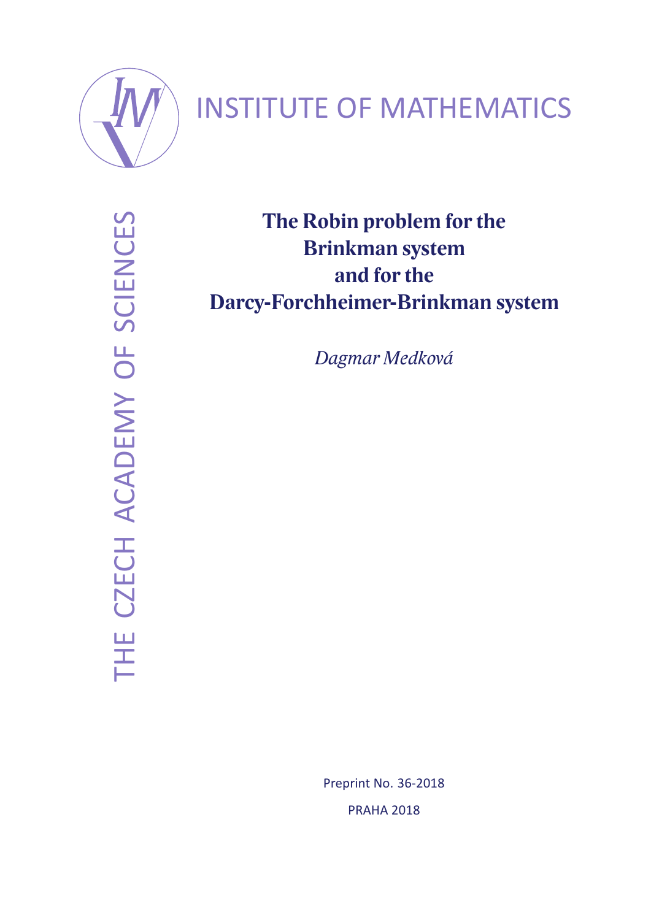INSTITUTE OF MATHEMATICS

THE CZECH ACADEMY OF SCIENCES

# The Robin problem for the Brinkman system and for the Darcy-Forchheimer-Brinkman system

*Dagmar Medková*

Preprint No. 36-2018

PRAHA 2018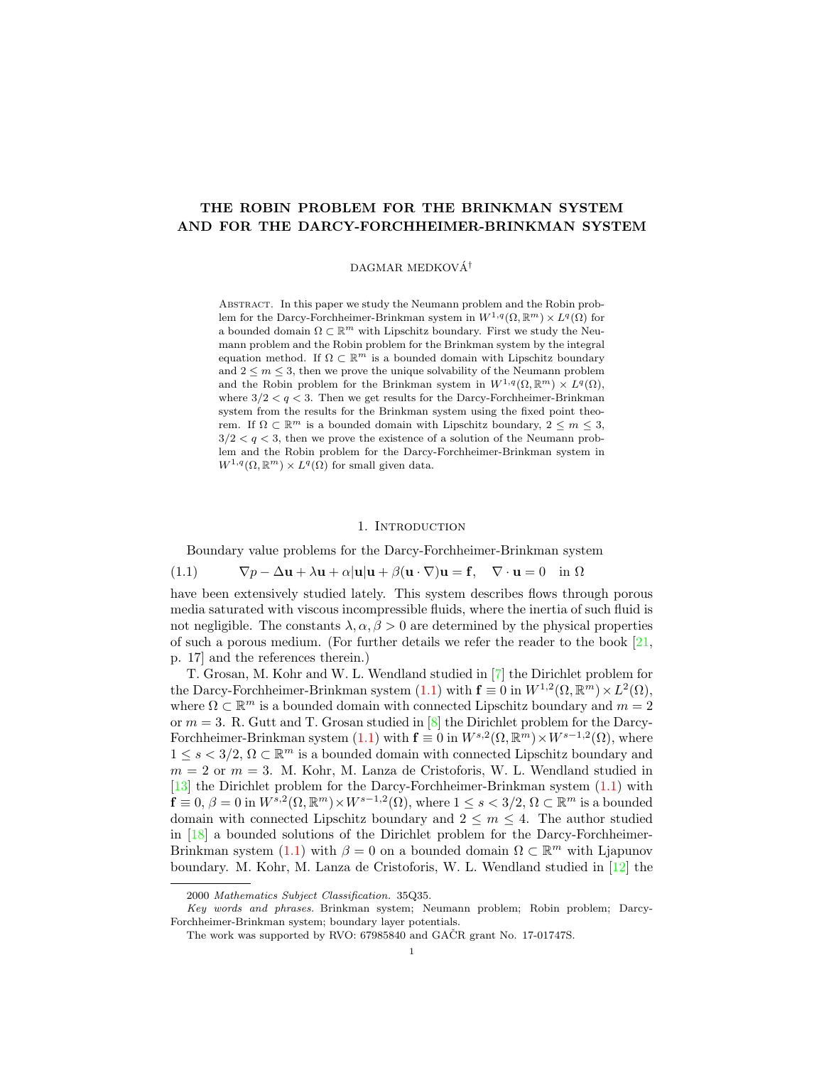# THE ROBIN PROBLEM FOR THE BRINKMAN SYSTEM AND FOR THE DARCY-FORCHHEIMER-BRINKMAN SYSTEM

DAGMAR MEDKOVÁ[†]

Abstract. In this paper we study the Neumann problem and the Robin problem for the Darcy-Forchheimer-Brinkman system in $W^{1,q}(\Omega, \mathbb{R}^m) \times L^q(\Omega)$ for a bounded domain $\Omega \subset \mathbb{R}^m$ with Lipschitz boundary. First we study the Neumann problem and the Robin problem for the Brinkman system by the integral equation method. If $\Omega \subset \mathbb{R}^m$ is a bounded domain with Lipschitz boundary and $2 \leq m \leq 3$, then we prove the unique solvability of the Neumann problem and the Robin problem for the Brinkman system in $W^{1,q}(\Omega, \mathbb{R}^m) \times L^q(\Omega)$, where $3/2 < q < 3$. Then we get results for the Darcy-Forchheimer-Brinkman system from the results for the Brinkman system using the fixed point theorem. If $\Omega \subset \mathbb{R}^m$ is a bounded domain with Lipschitz boundary, $2 \leq m \leq 3$, $3/2 < q < 3$, then we prove the existence of a solution of the Neumann problem and the Robin problem for the Darcy-Forchheimer-Brinkman system in $W^{1,q}(\Omega, \mathbb{R}^m) \times L^q(\Omega)$ for small given data.

## 1. Introduction

Boundary value problems for the Darcy-Forchheimer-Brinkman system

$$\nabla p - \Delta \mathbf{u} + \lambda \mathbf{u} + \alpha |\mathbf{u}|\mathbf{u} + \beta(\mathbf{u} \cdot \nabla)\mathbf{u} = \mathbf{f}, \quad \nabla \cdot \mathbf{u} = 0 \quad \text{in } \Omega \tag{1.1}$$

have been extensively studied lately. This system describes flows through porous media saturated with viscous incompressible fluids, where the inertia of such fluid is not negligible. The constants $\lambda, \alpha, \beta > 0$ are determined by the physical properties of such a porous medium. (For further details we refer the reader to the book [21, p. 17] and the references therein.)

T. Grosan, M. Kohr and W. L. Wendland studied in [7] the Dirichlet problem for the Darcy-Forchheimer-Brinkman system (1.1) with $\mathbf{f} \equiv 0$ in $W^{1,2}(\Omega, \mathbb{R}^m) \times L^2(\Omega)$, where $\Omega \subset \mathbb{R}^m$ is a bounded domain with connected Lipschitz boundary and $m = 2$ or $m = 3$. R. Gutt and T. Grosan studied in [8] the Dirichlet problem for the Darcy-Forchheimer-Brinkman system (1.1) with $\mathbf{f} \equiv 0$ in $W^{s,2}(\Omega, \mathbb{R}^m) \times W^{s-1,2}(\Omega)$, where $1 \leq s < 3/2$, $\Omega \subset \mathbb{R}^m$ is a bounded domain with connected Lipschitz boundary and $m = 2$ or $m = 3$. M. Kohr, M. Lanza de Cristoforis, W. L. Wendland studied in [13] the Dirichlet problem for the Darcy-Forchheimer-Brinkman system (1.1) with $\mathbf{f} \equiv 0$, $\beta = 0$ in $W^{s,2}(\Omega, \mathbb{R}^m) \times W^{s-1,2}(\Omega)$, where $1 \leq s < 3/2$, $\Omega \subset \mathbb{R}^m$ is a bounded domain with connected Lipschitz boundary and $2 \leq m \leq 4$. The author studied in [18] a bounded solutions of the Dirichlet problem for the Darcy-Forchheimer-Brinkman system (1.1) with $\beta = 0$ on a bounded domain $\Omega \subset \mathbb{R}^m$ with Ljapunov boundary. M. Kohr, M. Lanza de Cristoforis, W. L. Wendland studied in [12] the

---

2000 *Mathematics Subject Classification.* 35Q35.

*Key words and phrases.* Brinkman system; Neumann problem; Robin problem; Darcy-Forchheimer-Brinkman system; boundary layer potentials.

The work was supported by RVO: 67985840 and GAČR grant No. 17-01747S.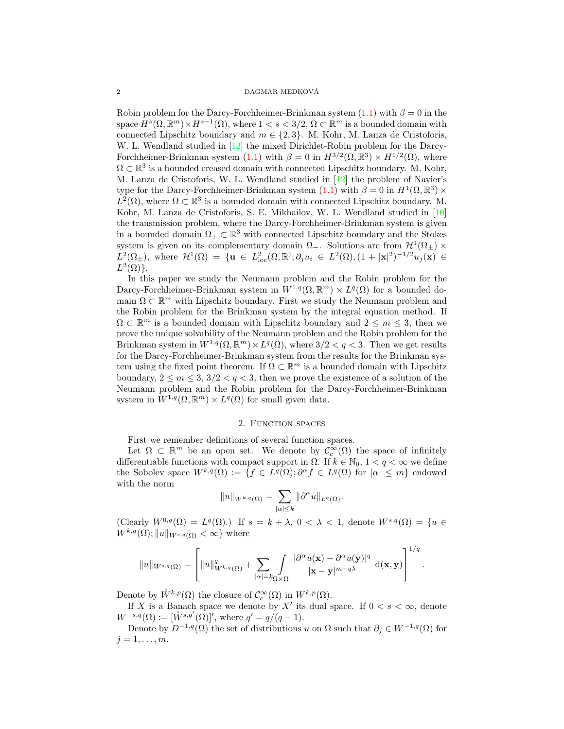Robin problem for the Darcy-Forchheimer-Brinkman system (1.1) with $\beta = 0$ in the space $H^s(\Omega, \mathbb{R}^m) \times H^{s-1}(\Omega)$, where $1 < s < 3/2$, $\Omega \subset \mathbb{R}^m$ is a bounded domain with connected Lipschitz boundary and $m \in \{2, 3\}$. M. Kohr, M. Lanza de Cristoforis, W. L. Wendland studied in [12] the mixed Dirichlet-Robin problem for the Darcy-Forchheimer-Brinkman system (1.1) with $\beta = 0$ in $H^{3/2}(\Omega, \mathbb{R}^3) \times H^{1/2}(\Omega)$, where $\Omega \subset \mathbb{R}^3$ is a bounded creased domain with connected Lipschitz boundary. M. Kohr, M. Lanza de Cristoforis, W. L. Wendland studied in [12] the problem of Navier's type for the Darcy-Forchheimer-Brinkman system (1.1) with $\beta = 0$ in $H^1(\Omega, \mathbb{R}^3) \times L^2(\Omega)$, where $\Omega \subset \mathbb{R}^3$ is a bounded domain with connected Lipschitz boundary. M. Kohr, M. Lanza de Cristoforis, S. E. Mikhailov, W. L. Wendland studied in [10] the transmission problem, where the Darcy-Forchheimer-Brinkman system is given in a bounded domain $\Omega_+ \subset \mathbb{R}^3$ with connected Lipschitz boundary and the Stokes system is given on its complementary domain $\Omega_-$. Solutions are from $\mathcal{H}^1(\Omega_\pm) \times L^2(\Omega_\pm)$, where $\mathcal{H}^1(\Omega) = \{\mathbf{u} \in L^2_{\mathrm{loc}}(\Omega, \mathbb{R}^); \partial_j u_i \in L^2(\Omega), (1 + |\mathbf{x}|^2)^{-1/2} u_j(\mathbf{x}) \in L^2(\Omega)\}$.

In this paper we study the Neumann problem and the Robin problem for the Darcy-Forchheimer-Brinkman system in $W^{1,q}(\Omega, \mathbb{R}^m) \times L^q(\Omega)$ for a bounded domain $\Omega \subset \mathbb{R}^m$ with Lipschitz boundary. First we study the Neumann problem and the Robin problem for the Brinkman system by the integral equation method. If $\Omega \subset \mathbb{R}^m$ is a bounded domain with Lipschitz boundary and $2 \le m \le 3$, then we prove the unique solvability of the Neumann problem and the Robin problem for the Brinkman system in $W^{1,q}(\Omega, \mathbb{R}^m) \times L^q(\Omega)$, where $3/2 < q < 3$. Then we get results for the Darcy-Forchheimer-Brinkman system from the results for the Brinkman system using the fixed point theorem. If $\Omega \subset \mathbb{R}^m$ is a bounded domain with Lipschitz boundary, $2 \le m \le 3$, $3/2 < q < 3$, then we prove the existence of a solution of the Neumann problem and the Robin problem for the Darcy-Forchheimer-Brinkman system in $W^{1,q}(\Omega, \mathbb{R}^m) \times L^q(\Omega)$ for small given data.

## 2. Function spaces

First we remember definitions of several function spaces.

Let $\Omega \subset \mathbb{R}^m$ be an open set. We denote by $\mathcal{C}^\infty_c(\Omega)$ the space of infinitely differentiable functions with compact support in $\Omega$. If $k \in \mathbb{N}_0$, $1 < q < \infty$ we define the Sobolev space $W^{k,q}(\Omega) := \{f \in L^q(\Omega); \partial^\alpha f \in L^q(\Omega) \text{ for } |\alpha| \le m\}$ endowed with the norm

$$\|u\|_{W^{k,q}(\Omega)} = \sum_{|\alpha| \le k} \|\partial^\alpha u\|_{L^q(\Omega)}.$$

(Clearly $W^{0,q}(\Omega) = L^q(\Omega)$.) If $s = k + \lambda$, $0 < \lambda < 1$, denote $W^{s,q}(\Omega) = \{u \in W^{k,q}(\Omega); \|u\|_{W^{s,q}(\Omega)} < \infty\}$ where

$$\|u\|_{W^{s,q}(\Omega)} = \left[ \|u\|^q_{W^{k,q}(\Omega)} + \sum_{|\alpha| = k} \int_{\Omega \times \Omega} \frac{|\partial^\alpha u(\mathbf{x}) - \partial^\alpha u(\mathbf{y})|^q}{|\mathbf{x} - \mathbf{y}|^{m + q\lambda}} \, \mathrm{d}(\mathbf{x}, \mathbf{y}) \right]^{1/q}.$$

Denote by $\mathring{W}^{k,p}(\Omega)$ the closure of $\mathcal{C}^\infty_c(\Omega)$ in $W^{k,p}(\Omega)$.

If $X$ is a Banach space we denote by $X'$ its dual space. If $0 < s < \infty$, denote $W^{-s,q}(\Omega) := [\mathring{W}^{s,q'}(\Omega)]'$, where $q' = q/(q-1)$.

Denote by $D^{-1,q}(\Omega)$ the set of distributions $u$ on $\Omega$ such that $\partial_j \in W^{-1,q}(\Omega)$ for $j = 1, \dots, m$.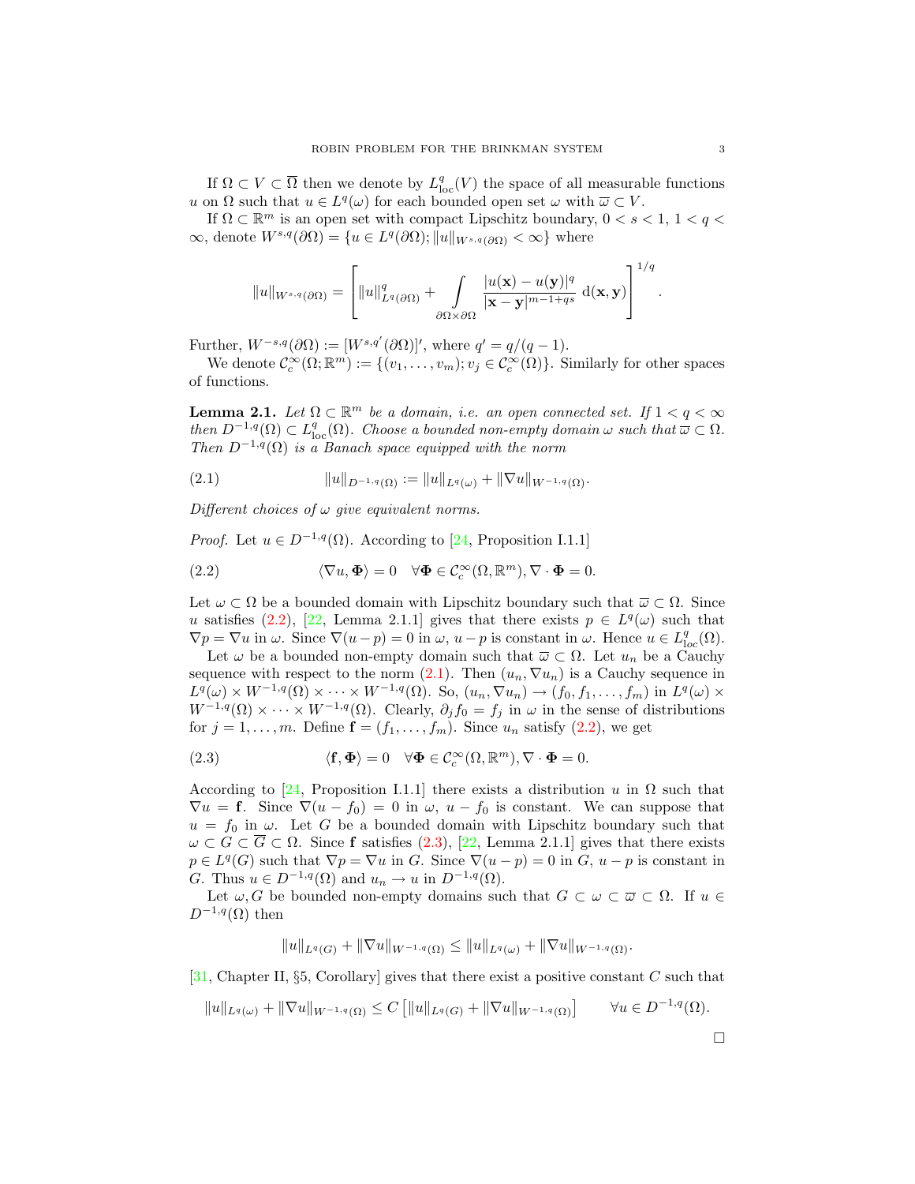If $\Omega \subset V \subset \overline{\Omega}$ then we denote by $L^q_{\rm loc}(V)$ the space of all measurable functions $u$ on $\Omega$ such that $u \in L^q(\omega)$ for each bounded open set $\omega$ with $\overline{\omega} \subset V$.

If $\Omega \subset \mathbb{R}^m$ is an open set with compact Lipschitz boundary, $0 < s < 1$, $1 < q < \infty$, denote $W^{s,q}(\partial\Omega) = \{u \in L^q(\partial\Omega); \|u\|_{W^{s,q}(\partial\Omega)} < \infty\}$ where

$$\|u\|_{W^{s,q}(\partial\Omega)} = \left[ \|u\|^q_{L^q(\partial\Omega)} + \int\limits_{\partial\Omega\times\partial\Omega} \frac{|u(\mathbf{x}) - u(\mathbf{y})|^q}{|\mathbf{x}-\mathbf{y}|^{m-1+qs}} \, \mathrm{d}(\mathbf{x},\mathbf{y}) \right]^{1/q}.$$

Further, $W^{-s,q}(\partial\Omega) := [W^{s,q'}(\partial\Omega)]'$, where $q' = q/(q-1)$.

We denote $\mathcal{C}^\infty_c(\Omega;\mathbb{R}^m) := \{(v_1,\dots,v_m); v_j \in \mathcal{C}^\infty_c(\Omega)\}$. Similarly for other spaces of functions.

**Lemma 2.1.** *Let $\Omega \subset \mathbb{R}^m$ be a domain, i.e. an open connected set. If $1 < q < \infty$ then $D^{-1,q}(\Omega) \subset L^q_{\rm loc}(\Omega)$. Choose a bounded non-empty domain $\omega$ such that $\overline{\omega} \subset \Omega$. Then $D^{-1,q}(\Omega)$ is a Banach space equipped with the norm*

$$\|u\|_{D^{-1,q}(\Omega)} := \|u\|_{L^q(\omega)} + \|\nabla u\|_{W^{-1,q}(\Omega)}. \tag{2.1}$$

*Different choices of $\omega$ give equivalent norms.*

*Proof.* Let $u \in D^{-1,q}(\Omega)$. According to [24, Proposition I.1.1]

$$\langle \nabla u, \mathbf{\Phi} \rangle = 0 \quad \forall \mathbf{\Phi} \in \mathcal{C}^\infty_c(\Omega,\mathbb{R}^m), \nabla\cdot\mathbf{\Phi} = 0. \tag{2.2}$$

Let $\omega \subset \Omega$ be a bounded domain with Lipschitz boundary such that $\overline{\omega} \subset \Omega$. Since $u$ satisfies (2.2), [22, Lemma 2.1.1] gives that there exists $p \in L^q(\omega)$ such that $\nabla p = \nabla u$ in $\omega$. Since $\nabla(u-p) = 0$ in $\omega$, $u - p$ is constant in $\omega$. Hence $u \in L^q_{\rm loc}(\Omega)$.

Let $\omega$ be a bounded non-empty domain such that $\overline{\omega} \subset \Omega$. Let $u_n$ be a Cauchy sequence with respect to the norm (2.1). Then $(u_n, \nabla u_n)$ is a Cauchy sequence in $L^q(\omega) \times W^{-1,q}(\Omega) \times \dots \times W^{-1,q}(\Omega)$. So, $(u_n, \nabla u_n) \to (f_0, f_1, \dots, f_m)$ in $L^q(\omega) \times W^{-1,q}(\Omega) \times \dots \times W^{-1,q}(\Omega)$. Clearly, $\partial_j f_0 = f_j$ in $\omega$ in the sense of distributions for $j = 1,\dots,m$. Define $\mathbf{f} = (f_1,\dots,f_m)$. Since $u_n$ satisfy (2.2), we get

$$\langle \mathbf{f}, \mathbf{\Phi} \rangle = 0 \quad \forall \mathbf{\Phi} \in \mathcal{C}^\infty_c(\Omega,\mathbb{R}^m), \nabla\cdot\mathbf{\Phi} = 0. \tag{2.3}$$

According to [24, Proposition I.1.1] there exists a distribution $u$ in $\Omega$ such that $\nabla u = \mathbf{f}$. Since $\nabla(u - f_0) = 0$ in $\omega$, $u - f_0$ is constant. We can suppose that $u = f_0$ in $\omega$. Let $G$ be a bounded domain with Lipschitz boundary such that $\omega \subset G \subset \overline{G} \subset \Omega$. Since $\mathbf{f}$ satisfies (2.3), [22, Lemma 2.1.1] gives that there exists $p \in L^q(G)$ such that $\nabla p = \nabla u$ in $G$. Since $\nabla(u-p) = 0$ in $G$, $u - p$ is constant in $G$. Thus $u \in D^{-1,q}(\Omega)$ and $u_n \to u$ in $D^{-1,q}(\Omega)$.

Let $\omega, G$ be bounded non-empty domains such that $G \subset \omega \subset \overline{\omega} \subset \Omega$. If $u \in D^{-1,q}(\Omega)$ then

$$\|u\|_{L^q(G)} + \|\nabla u\|_{W^{-1,q}(\Omega)} \le \|u\|_{L^q(\omega)} + \|\nabla u\|_{W^{-1,q}(\Omega)}.$$

[31, Chapter II, §5, Corollary] gives that there exist a positive constant $C$ such that

$$\|u\|_{L^q(\omega)} + \|\nabla u\|_{W^{-1,q}(\Omega)} \le C\left[\|u\|_{L^q(G)} + \|\nabla u\|_{W^{-1,q}(\Omega)}\right] \qquad \forall u \in D^{-1,q}(\Omega).$$

$\square$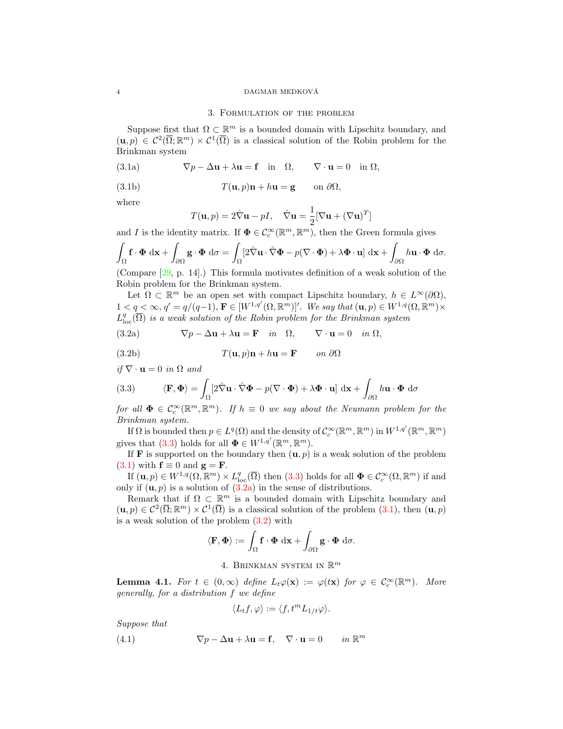## 3. Formulation of the problem

Suppose first that $\Omega \subset \mathbb{R}^m$ is a bounded domain with Lipschitz boundary, and $(\mathbf{u}, p) \in \mathcal{C}^2(\overline{\Omega}; \mathbb{R}^m) \times \mathcal{C}^1(\overline{\Omega})$ is a classical solution of the Robin problem for the Brinkman system

$$\nabla p - \Delta \mathbf{u} + \lambda \mathbf{u} = \mathbf{f} \quad \text{in} \quad \Omega, \qquad \nabla \cdot \mathbf{u} = 0 \quad \text{in } \Omega, \tag{3.1a}$$

$$T(\mathbf{u}, p)\mathbf{n} + h\mathbf{u} = \mathbf{g} \qquad \text{on } \partial\Omega, \tag{3.1b}$$

where

$$T(\mathbf{u}, p) = 2\hat{\nabla}\mathbf{u} - pI, \quad \hat{\nabla}\mathbf{u} = \frac{1}{2}[\nabla \mathbf{u} + (\nabla \mathbf{u})^T]$$

and $I$ is the identity matrix. If $\mathbf{\Phi} \in \mathcal{C}_c^\infty(\mathbb{R}^m, \mathbb{R}^m)$, then the Green formula gives

$$\int_\Omega \mathbf{f} \cdot \mathbf{\Phi} \, \mathrm{d}\mathbf{x} + \int_{\partial\Omega} \mathbf{g} \cdot \mathbf{\Phi} \, \mathrm{d}\sigma = \int_\Omega [2\hat{\nabla}\mathbf{u} \cdot \hat{\nabla}\mathbf{\Phi} - p(\nabla \cdot \mathbf{\Phi}) + \lambda \mathbf{\Phi} \cdot \mathbf{u}] \, \mathrm{d}\mathbf{x} + \int_{\partial\Omega} h\mathbf{u} \cdot \mathbf{\Phi} \, \mathrm{d}\sigma.$$

(Compare [29, p. 14].) This formula motivates definition of a weak solution of the Robin problem for the Brinkman system.

Let $\Omega \subset \mathbb{R}^m$ be an open set with compact Lipschitz boundary, $h \in L^\infty(\partial\Omega)$, $1 < q < \infty$, $q' = q/(q-1)$, $\mathbf{F} \in [W^{1,q'}(\Omega, \mathbb{R}^m)]'$. *We say that* $(\mathbf{u}, p) \in W^{1,q}(\Omega, \mathbb{R}^m) \times L^q_{\mathrm{loc}}(\overline{\Omega})$ *is a weak solution of the Robin problem for the Brinkman system*

$$\nabla p - \Delta \mathbf{u} + \lambda \mathbf{u} = \mathbf{F} \quad \textit{in} \quad \Omega, \qquad \nabla \cdot \mathbf{u} = 0 \quad \textit{in } \Omega, \tag{3.2a}$$

$$T(\mathbf{u}, p)\mathbf{n} + h\mathbf{u} = \mathbf{F} \qquad \textit{on } \partial\Omega \tag{3.2b}$$

*if* $\nabla \cdot \mathbf{u} = 0$ *in* $\Omega$ *and*

$$\langle \mathbf{F}, \mathbf{\Phi} \rangle = \int_\Omega [2\hat{\nabla}\mathbf{u} \cdot \hat{\nabla}\mathbf{\Phi} - p(\nabla \cdot \mathbf{\Phi}) + \lambda \mathbf{\Phi} \cdot \mathbf{u}] \, \mathrm{d}\mathbf{x} + \int_{\partial\Omega} h\mathbf{u} \cdot \mathbf{\Phi} \, \mathrm{d}\sigma \tag{3.3}$$

*for all* $\mathbf{\Phi} \in \mathcal{C}_c^\infty(\mathbb{R}^m, \mathbb{R}^m)$. *If* $h \equiv 0$ *we say about the Neumann problem for the Brinkman system.*

If $\Omega$ is bounded then $p \in L^q(\Omega)$ and the density of $\mathcal{C}_c^\infty(\mathbb{R}^m, \mathbb{R}^m)$ in $W^{1,q'}(\mathbb{R}^m, \mathbb{R}^m)$ gives that (3.3) holds for all $\mathbf{\Phi} \in W^{1,q'}(\mathbb{R}^m, \mathbb{R}^m)$.

If $\mathbf{F}$ is supported on the boundary then $(\mathbf{u}, p)$ is a weak solution of the problem (3.1) with $\mathbf{f} \equiv 0$ and $\mathbf{g} = \mathbf{F}$.

If $(\mathbf{u}, p) \in W^{1,q}(\Omega, \mathbb{R}^m) \times L^q_{\mathrm{loc}}(\overline{\Omega})$ then (3.3) holds for all $\mathbf{\Phi} \in \mathcal{C}_c^\infty(\Omega, \mathbb{R}^m)$ if and only if $(\mathbf{u}, p)$ is a solution of (3.2a) in the sense of distributions.

Remark that if $\Omega \subset \mathbb{R}^m$ is a bounded domain with Lipschitz boundary and $(\mathbf{u}, p) \in \mathcal{C}^2(\overline{\Omega}; \mathbb{R}^m) \times \mathcal{C}^1(\overline{\Omega})$ is a classical solution of the problem (3.1), then $(\mathbf{u}, p)$ is a weak solution of the problem (3.2) with

$$\langle \mathbf{F}, \mathbf{\Phi} \rangle := \int_\Omega \mathbf{f} \cdot \mathbf{\Phi} \, \mathrm{d}\mathbf{x} + \int_{\partial\Omega} \mathbf{g} \cdot \mathbf{\Phi} \, \mathrm{d}\sigma.$$

## 4. Brinkman system in $\mathbb{R}^m$

**Lemma 4.1.** *For* $t \in (0, \infty)$ *define* $L_t\varphi(\mathbf{x}) := \varphi(t\mathbf{x})$ *for* $\varphi \in \mathcal{C}_c^\infty(\mathbb{R}^m)$. *More generally, for a distribution* $f$ *we define*

$$\langle L_t f, \varphi \rangle := \langle f, t^m L_{1/t}\varphi \rangle.$$

*Suppose that*

$$\nabla p - \Delta \mathbf{u} + \lambda \mathbf{u} = \mathbf{f}, \quad \nabla \cdot \mathbf{u} = 0 \qquad \textit{in } \mathbb{R}^m \tag{4.1}$$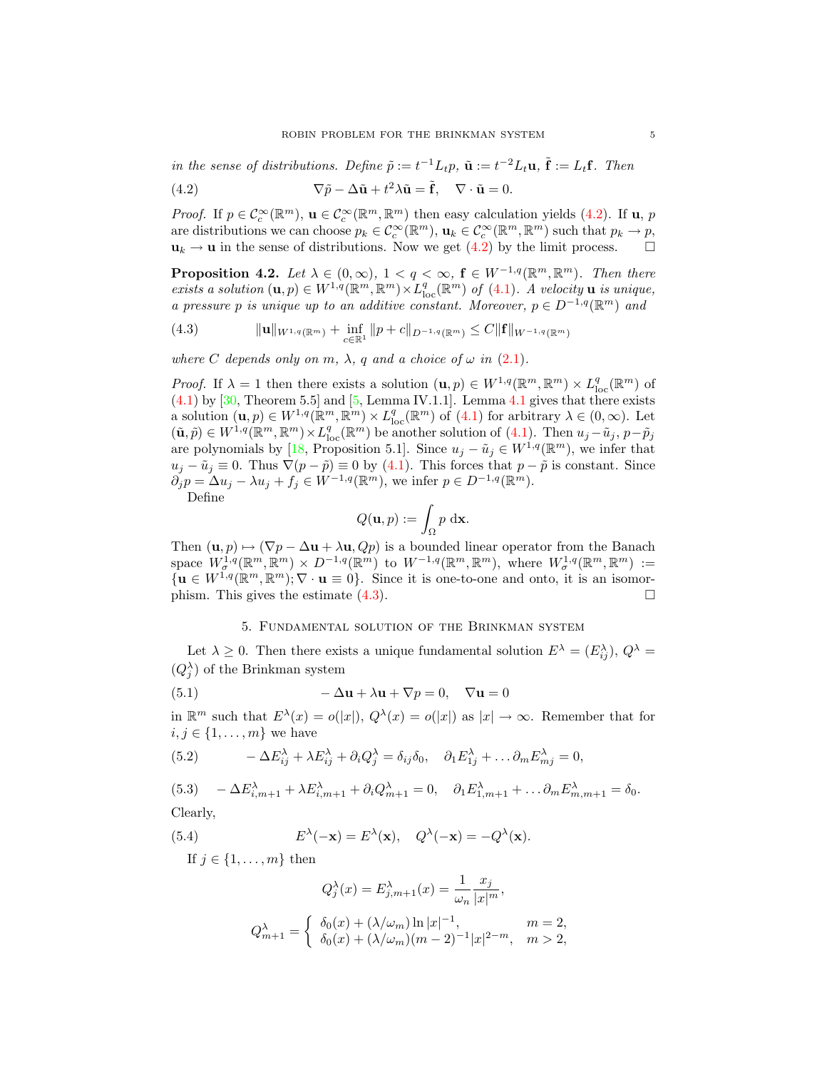*in the sense of distributions. Define* $\tilde{p} := t^{-1} L_t p$, $\tilde{\mathbf{u}} := t^{-2} L_t \mathbf{u}$, $\tilde{\mathbf{f}} := L_t \mathbf{f}$. *Then*

$$\nabla \tilde{p} - \Delta \tilde{\mathbf{u}} + t^2 \lambda \tilde{\mathbf{u}} = \tilde{\mathbf{f}}, \quad \nabla \cdot \tilde{\mathbf{u}} = 0. \tag{4.2}$$

*Proof.* If $p \in \mathcal{C}_c^\infty(\mathbb{R}^m)$, $\mathbf{u} \in \mathcal{C}_c^\infty(\mathbb{R}^m, \mathbb{R}^m)$ then easy calculation yields (4.2). If $\mathbf{u}$, $p$ are distributions we can choose $p_k \in \mathcal{C}_c^\infty(\mathbb{R}^m)$, $\mathbf{u}_k \in \mathcal{C}_c^\infty(\mathbb{R}^m, \mathbb{R}^m)$ such that $p_k \to p$, $\mathbf{u}_k \to \mathbf{u}$ in the sense of distributions. Now we get (4.2) by the limit process. $\square$

**Proposition 4.2.** *Let* $\lambda \in (0, \infty)$, $1 < q < \infty$, $\mathbf{f} \in W^{-1,q}(\mathbb{R}^m, \mathbb{R}^m)$. *Then there exists a solution* $(\mathbf{u}, p) \in W^{1,q}(\mathbb{R}^m, \mathbb{R}^m) \times L^q_{\text{loc}}(\mathbb{R}^m)$ *of* (4.1). *A velocity* $\mathbf{u}$ *is unique, a pressure* $p$ *is unique up to an additive constant. Moreover,* $p \in D^{-1,q}(\mathbb{R}^m)$ *and*

$$\|\mathbf{u}\|_{W^{1,q}(\mathbb{R}^m)} + \inf_{c \in \mathbb{R}^1} \|p + c\|_{D^{-1,q}(\mathbb{R}^m)} \le C \|\mathbf{f}\|_{W^{-1,q}(\mathbb{R}^m)} \tag{4.3}$$

*where* $C$ *depends only on* $m$, $\lambda$, $q$ *and a choice of* $\omega$ *in* (2.1).

*Proof.* If $\lambda = 1$ then there exists a solution $(\mathbf{u}, p) \in W^{1,q}(\mathbb{R}^m, \mathbb{R}^m) \times L^q_{\text{loc}}(\mathbb{R}^m)$ of (4.1) by [30, Theorem 5.5] and [5, Lemma IV.1.1]. Lemma 4.1 gives that there exists a solution $(\mathbf{u}, p) \in W^{1,q}(\mathbb{R}^m, \mathbb{R}^m) \times L^q_{\text{loc}}(\mathbb{R}^m)$ of (4.1) for arbitrary $\lambda \in (0, \infty)$. Let $(\tilde{\mathbf{u}}, \tilde{p}) \in W^{1,q}(\mathbb{R}^m, \mathbb{R}^m) \times L^q_{\text{loc}}(\mathbb{R}^m)$ be another solution of (4.1). Then $u_j - \tilde{u}_j$, $p - \tilde{p}_j$ are polynomials by [18, Proposition 5.1]. Since $u_j - \tilde{u}_j \in W^{1,q}(\mathbb{R}^m)$, we infer that $u_j - \tilde{u}_j \equiv 0$. Thus $\nabla(p - \tilde{p}) \equiv 0$ by (4.1). This forces that $p - \tilde{p}$ is constant. Since $\partial_j p = \Delta u_j - \lambda u_j + f_j \in W^{-1,q}(\mathbb{R}^m)$, we infer $p \in D^{-1,q}(\mathbb{R}^m)$.

Define

$$Q(\mathbf{u}, p) := \int_\Omega p \, \mathrm{d}\mathbf{x}.$$

Then $(\mathbf{u}, p) \mapsto (\nabla p - \Delta \mathbf{u} + \lambda \mathbf{u}, Qp)$ is a bounded linear operator from the Banach space $W^{1,q}_\sigma(\mathbb{R}^m, \mathbb{R}^m) \times D^{-1,q}(\mathbb{R}^m)$ to $W^{-1,q}(\mathbb{R}^m, \mathbb{R}^m)$, where $W^{1,q}_\sigma(\mathbb{R}^m, \mathbb{R}^m) := \{\mathbf{u} \in W^{1,q}(\mathbb{R}^m, \mathbb{R}^m); \nabla \cdot \mathbf{u} \equiv 0\}$. Since it is one-to-one and onto, it is an isomorphism. This gives the estimate (4.3). $\square$

## 5. Fundamental solution of the Brinkman system

Let $\lambda \ge 0$. Then there exists a unique fundamental solution $E^\lambda = (E^\lambda_{ij})$, $Q^\lambda = (Q^\lambda_j)$ of the Brinkman system

$$-\Delta \mathbf{u} + \lambda \mathbf{u} + \nabla p = 0, \quad \nabla \mathbf{u} = 0 \tag{5.1}$$

in $\mathbb{R}^m$ such that $E^\lambda(x) = o(|x|)$, $Q^\lambda(x) = o(|x|)$ as $|x| \to \infty$. Remember that for $i, j \in \{1, \dots, m\}$ we have

$$-\Delta E^\lambda_{ij} + \lambda E^\lambda_{ij} + \partial_i Q^\lambda_j = \delta_{ij} \delta_0, \quad \partial_1 E^\lambda_{1j} + \dots \partial_m E^\lambda_{mj} = 0, \tag{5.2}$$

$$-\Delta E^\lambda_{i,m+1} + \lambda E^\lambda_{i,m+1} + \partial_i Q^\lambda_{m+1} = 0, \quad \partial_1 E^\lambda_{1,m+1} + \dots \partial_m E^\lambda_{m,m+1} = \delta_0. \tag{5.3}$$

Clearly,

$$E^\lambda(-\mathbf{x}) = E^\lambda(\mathbf{x}), \quad Q^\lambda(-\mathbf{x}) = -Q^\lambda(\mathbf{x}). \tag{5.4}$$

If $j \in \{1, \dots, m\}$ then

$$Q^\lambda_j(x) = E^\lambda_{j,m+1}(x) = \frac{1}{\omega_n} \frac{x_j}{|x|^m},$$

$$Q^\lambda_{m+1} = \begin{cases} \delta_0(x) + (\lambda/\omega_m) \ln |x|^{-1}, & m = 2, \\ \delta_0(x) + (\lambda/\omega_m)(m-2)^{-1} |x|^{2-m}, & m > 2, \end{cases}$$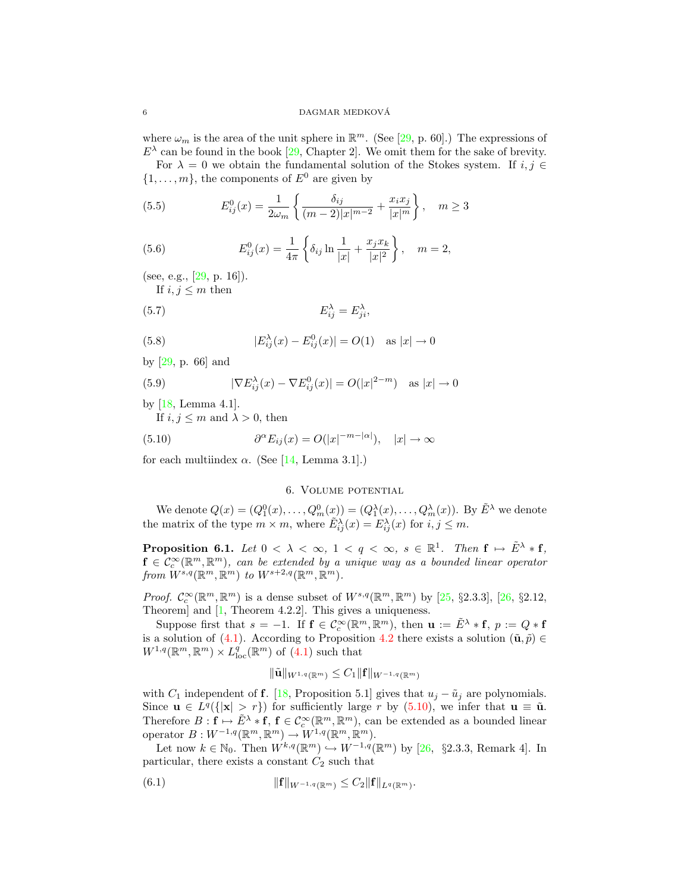where $\omega_m$ is the area of the unit sphere in $\mathbb{R}^m$. (See [29, p. 60].) The expressions of $E^\lambda$ can be found in the book [29, Chapter 2]. We omit them for the sake of brevity.

For $\lambda = 0$ we obtain the fundamental solution of the Stokes system. If $i, j \in \{1, \dots, m\}$, the components of $E^0$ are given by

$$E^0_{ij}(x) = \frac{1}{2\omega_m}\left\{\frac{\delta_{ij}}{(m-2)|x|^{m-2}} + \frac{x_i x_j}{|x|^m}\right\}, \quad m \geq 3 \tag{5.5}$$

$$E^0_{ij}(x) = \frac{1}{4\pi}\left\{\delta_{ij}\ln\frac{1}{|x|} + \frac{x_j x_k}{|x|^2}\right\}, \quad m = 2, \tag{5.6}$$

(see, e.g., [29, p. 16]).

If $i, j \leq m$ then

$$E^\lambda_{ij} = E^\lambda_{ji}, \tag{5.7}$$

$$|E^\lambda_{ij}(x) - E^0_{ij}(x)| = O(1) \quad \text{as } |x| \to 0 \tag{5.8}$$

by [29, p. 66] and

$$|\nabla E^\lambda_{ij}(x) - \nabla E^0_{ij}(x)| = O(|x|^{2-m}) \quad \text{as } |x| \to 0 \tag{5.9}$$

by [18, Lemma 4.1].

If $i, j \leq m$ and $\lambda > 0$, then

$$\partial^\alpha E_{ij}(x) = O(|x|^{-m-|\alpha|}), \quad |x| \to \infty \tag{5.10}$$

for each multiindex $\alpha$. (See [14, Lemma 3.1].)

## 6. Volume potential

We denote $Q(x) = (Q^0_1(x), \dots, Q^0_m(x)) = (Q^\lambda_1(x), \dots, Q^\lambda_m(x))$. By $\tilde{E}^\lambda$ we denote the matrix of the type $m \times m$, where $\tilde{E}^\lambda_{ij}(x) = E^\lambda_{ij}(x)$ for $i, j \leq m$.

**Proposition 6.1.** *Let $0 < \lambda < \infty$, $1 < q < \infty$, $s \in \mathbb{R}^1$. Then $\mathbf{f} \mapsto \tilde{E}^\lambda * \mathbf{f}$, $\mathbf{f} \in \mathcal{C}^\infty_c(\mathbb{R}^m, \mathbb{R}^m)$, can be extended by a unique way as a bounded linear operator from $W^{s,q}(\mathbb{R}^m, \mathbb{R}^m)$ to $W^{s+2,q}(\mathbb{R}^m, \mathbb{R}^m)$.*

*Proof.* $\mathcal{C}^\infty_c(\mathbb{R}^m, \mathbb{R}^m)$ is a dense subset of $W^{s,q}(\mathbb{R}^m, \mathbb{R}^m)$ by [25, §2.3.3], [26, §2.12, Theorem] and [1, Theorem 4.2.2]. This gives a uniqueness.

Suppose first that $s = -1$. If $\mathbf{f} \in \mathcal{C}^\infty_c(\mathbb{R}^m, \mathbb{R}^m)$, then $\mathbf{u} := \tilde{E}^\lambda * \mathbf{f}$, $p := Q * \mathbf{f}$ is a solution of (4.1). According to Proposition 4.2 there exists a solution $(\tilde{\mathbf{u}}, \tilde{p}) \in W^{1,q}(\mathbb{R}^m, \mathbb{R}^m) \times L^q_{\mathrm{loc}}(\mathbb{R}^m)$ of (4.1) such that

$$\|\tilde{\mathbf{u}}\|_{W^{1,q}(\mathbb{R}^m)} \leq C_1 \|\mathbf{f}\|_{W^{-1,q}(\mathbb{R}^m)}$$

with $C_1$ independent of $\mathbf{f}$. [18, Proposition 5.1] gives that $u_j - \tilde{u}_j$ are polynomials. Since $\mathbf{u} \in L^q(\{|\mathbf{x}| > r\})$ for sufficiently large $r$ by (5.10), we infer that $\mathbf{u} \equiv \tilde{\mathbf{u}}$. Therefore $B : \mathbf{f} \mapsto \tilde{E}^\lambda * \mathbf{f}$, $\mathbf{f} \in \mathcal{C}^\infty_c(\mathbb{R}^m, \mathbb{R}^m)$, can be extended as a bounded linear operator $B : W^{-1,q}(\mathbb{R}^m, \mathbb{R}^m) \to W^{1,q}(\mathbb{R}^m, \mathbb{R}^m)$.

Let now $k \in \mathbb{N}_0$. Then $W^{k,q}(\mathbb{R}^m) \hookrightarrow W^{-1,q}(\mathbb{R}^m)$ by [26, §2.3.3, Remark 4]. In particular, there exists a constant $C_2$ such that

$$\|\mathbf{f}\|_{W^{-1,q}(\mathbb{R}^m)} \leq C_2 \|\mathbf{f}\|_{L^q(\mathbb{R}^m)}. \tag{6.1}$$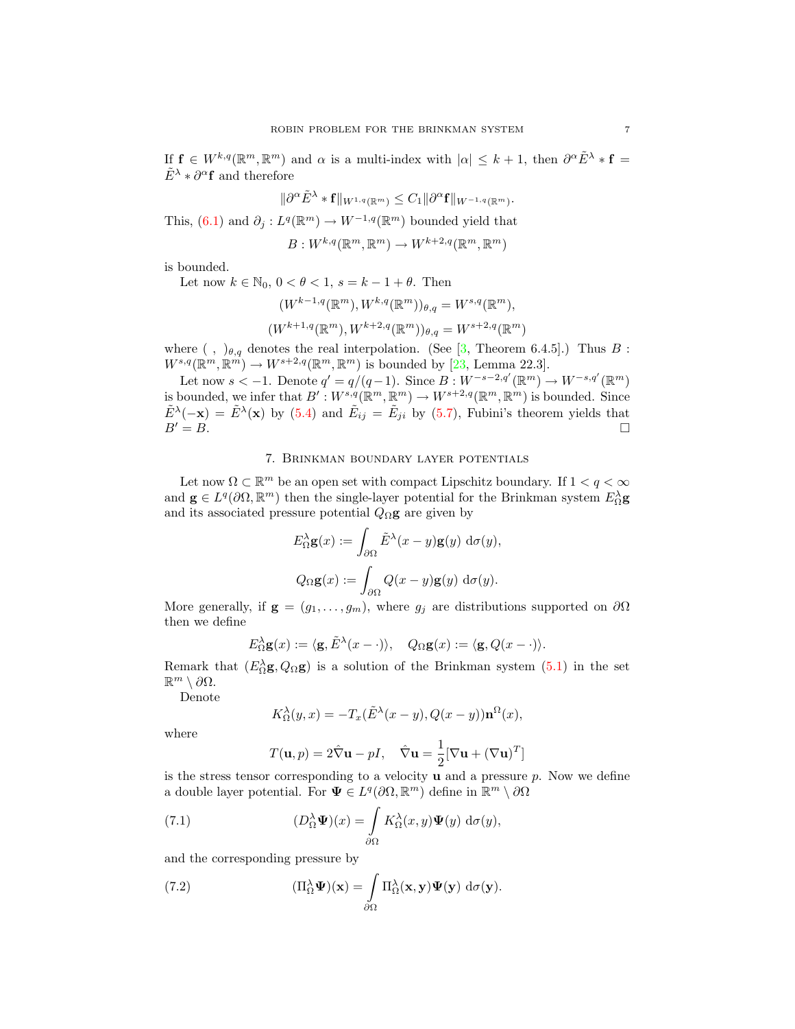If $\mathbf{f} \in W^{k,q}(\mathbb{R}^m, \mathbb{R}^m)$ and $\alpha$ is a multi-index with $|\alpha| \leq k+1$, then $\partial^\alpha \tilde{E}^\lambda * \mathbf{f} = \tilde{E}^\lambda * \partial^\alpha \mathbf{f}$ and therefore

$$\|\partial^\alpha \tilde{E}^\lambda * \mathbf{f}\|_{W^{1,q}(\mathbb{R}^m)} \leq C_1 \|\partial^\alpha \mathbf{f}\|_{W^{-1,q}(\mathbb{R}^m)}.$$

This, (6.1) and $\partial_j : L^q(\mathbb{R}^m) \to W^{-1,q}(\mathbb{R}^m)$ bounded yield that

$$B : W^{k,q}(\mathbb{R}^m, \mathbb{R}^m) \to W^{k+2,q}(\mathbb{R}^m, \mathbb{R}^m)$$

is bounded.

Let now $k \in \mathbb{N}_0$, $0 < \theta < 1$, $s = k - 1 + \theta$. Then

$$(W^{k-1,q}(\mathbb{R}^m), W^{k,q}(\mathbb{R}^m))_{\theta,q} = W^{s,q}(\mathbb{R}^m),$$

$$(W^{k+1,q}(\mathbb{R}^m), W^{k+2,q}(\mathbb{R}^m))_{\theta,q} = W^{s+2,q}(\mathbb{R}^m)$$

where $(\ ,\ )_{\theta,q}$ denotes the real interpolation. (See [3, Theorem 6.4.5].) Thus $B : W^{s,q}(\mathbb{R}^m, \mathbb{R}^m) \to W^{s+2,q}(\mathbb{R}^m, \mathbb{R}^m)$ is bounded by [23, Lemma 22.3].

Let now $s < -1$. Denote $q' = q/(q-1)$. Since $B : W^{-s-2,q'}(\mathbb{R}^m) \to W^{-s,q'}(\mathbb{R}^m)$ is bounded, we infer that $B' : W^{s,q}(\mathbb{R}^m, \mathbb{R}^m) \to W^{s+2,q}(\mathbb{R}^m, \mathbb{R}^m)$ is bounded. Since $\tilde{E}^\lambda(-\mathbf{x}) = \tilde{E}^\lambda(\mathbf{x})$ by (5.4) and $\tilde{E}_{ij} = \tilde{E}_{ji}$ by (5.7), Fubini's theorem yields that $B' = B$. □

## 7. Brinkman boundary layer potentials

Let now $\Omega \subset \mathbb{R}^m$ be an open set with compact Lipschitz boundary. If $1 < q < \infty$ and $\mathbf{g} \in L^q(\partial\Omega, \mathbb{R}^m)$ then the single-layer potential for the Brinkman system $E^\lambda_\Omega \mathbf{g}$ and its associated pressure potential $Q_\Omega \mathbf{g}$ are given by

$$E^\lambda_\Omega \mathbf{g}(x) := \int_{\partial\Omega} \tilde{E}^\lambda(x-y)\mathbf{g}(y)\ \mathrm{d}\sigma(y),$$

$$Q_\Omega \mathbf{g}(x) := \int_{\partial\Omega} Q(x-y)\mathbf{g}(y)\ \mathrm{d}\sigma(y).$$

More generally, if $\mathbf{g} = (g_1, \dots, g_m)$, where $g_j$ are distributions supported on $\partial\Omega$ then we define

$$E^\lambda_\Omega \mathbf{g}(x) := \langle \mathbf{g}, \tilde{E}^\lambda(x - \cdot)\rangle, \quad Q_\Omega \mathbf{g}(x) := \langle \mathbf{g}, Q(x - \cdot)\rangle.$$

Remark that $(E^\lambda_\Omega \mathbf{g}, Q_\Omega \mathbf{g})$ is a solution of the Brinkman system (5.1) in the set $\mathbb{R}^m \setminus \partial\Omega$.

Denote

$$K^\lambda_\Omega(y, x) = -T_x(\tilde{E}^\lambda(x-y), Q(x-y))\mathbf{n}^\Omega(x),$$

where

$$T(\mathbf{u}, p) = 2\hat{\nabla}\mathbf{u} - pI, \quad \hat{\nabla}\mathbf{u} = \frac{1}{2}[\nabla\mathbf{u} + (\nabla\mathbf{u})^T]$$

is the stress tensor corresponding to a velocity $\mathbf{u}$ and a pressure $p$. Now we define a double layer potential. For $\mathbf{\Psi} \in L^q(\partial\Omega, \mathbb{R}^m)$ define in $\mathbb{R}^m \setminus \partial\Omega$

$$(D^\lambda_\Omega \mathbf{\Psi})(x) = \int_{\partial\Omega} K^\lambda_\Omega(x, y)\mathbf{\Psi}(y)\ \mathrm{d}\sigma(y), \tag{7.1}$$

and the corresponding pressure by

$$(\Pi^\lambda_\Omega \mathbf{\Psi})(\mathbf{x}) = \int_{\partial\Omega} \Pi^\lambda_\Omega(\mathbf{x}, \mathbf{y})\mathbf{\Psi}(\mathbf{y})\ \mathrm{d}\sigma(\mathbf{y}). \tag{7.2}$$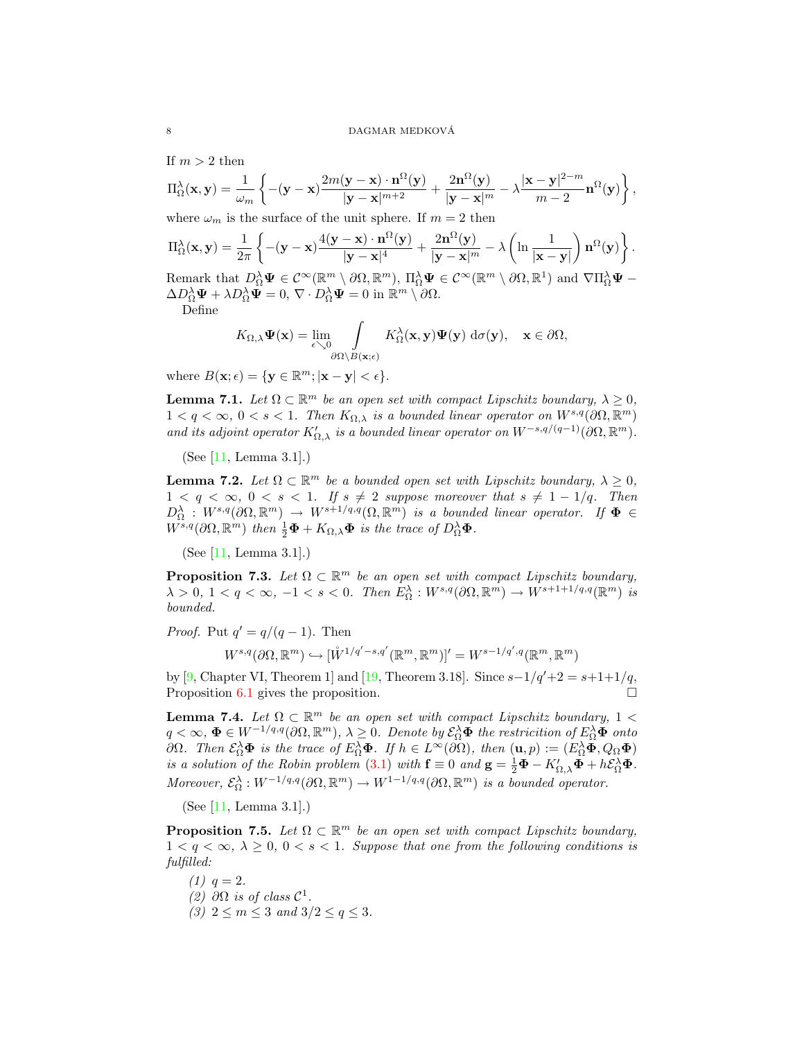If $m > 2$ then

$$\Pi^\lambda_\Omega(\mathbf{x},\mathbf{y}) = \frac{1}{\omega_m}\left\{-(\mathbf{y}-\mathbf{x})\frac{2m(\mathbf{y}-\mathbf{x})\cdot\mathbf{n}^\Omega(\mathbf{y})}{|\mathbf{y}-\mathbf{x}|^{m+2}} + \frac{2\mathbf{n}^\Omega(\mathbf{y})}{|\mathbf{y}-\mathbf{x}|^m} - \lambda\frac{|\mathbf{x}-\mathbf{y}|^{2-m}}{m-2}\mathbf{n}^\Omega(\mathbf{y})\right\},$$

where $\omega_m$ is the surface of the unit sphere. If $m = 2$ then

$$\Pi^\lambda_\Omega(\mathbf{x},\mathbf{y}) = \frac{1}{2\pi}\left\{-(\mathbf{y}-\mathbf{x})\frac{4(\mathbf{y}-\mathbf{x})\cdot\mathbf{n}^\Omega(\mathbf{y})}{|\mathbf{y}-\mathbf{x}|^4} + \frac{2\mathbf{n}^\Omega(\mathbf{y})}{|\mathbf{y}-\mathbf{x}|^m} - \lambda\left(\ln\frac{1}{|\mathbf{x}-\mathbf{y}|}\right)\mathbf{n}^\Omega(\mathbf{y})\right\}.$$

Remark that $D^\lambda_\Omega\Psi \in \mathcal{C}^\infty(\mathbb{R}^m\setminus\partial\Omega,\mathbb{R}^m)$, $\Pi^\lambda_\Omega\Psi \in \mathcal{C}^\infty(\mathbb{R}^m\setminus\partial\Omega,\mathbb{R}^1)$ and $\nabla\Pi^\lambda_\Omega\Psi - \Delta D^\lambda_\Omega\Psi + \lambda D^\lambda_\Omega\Psi = 0$, $\nabla\cdot D^\lambda_\Omega\Psi = 0$ in $\mathbb{R}^m\setminus\partial\Omega$.

Define

$$K_{\Omega,\lambda}\Psi(\mathbf{x}) = \lim_{\epsilon\searrow 0}\int_{\partial\Omega\setminus B(\mathbf{x};\epsilon)} K^\lambda_\Omega(\mathbf{x},\mathbf{y})\Psi(\mathbf{y})\,\mathrm{d}\sigma(\mathbf{y}),\quad \mathbf{x}\in\partial\Omega,$$

where $B(\mathbf{x};\epsilon) = \{\mathbf{y}\in\mathbb{R}^m; |\mathbf{x}-\mathbf{y}| < \epsilon\}$.

**Lemma 7.1.** *Let $\Omega\subset\mathbb{R}^m$ be an open set with compact Lipschitz boundary, $\lambda\ge 0$, $1<q<\infty$, $0<s<1$. Then $K_{\Omega,\lambda}$ is a bounded linear operator on $W^{s,q}(\partial\Omega,\mathbb{R}^m)$ and its adjoint operator $K'_{\Omega,\lambda}$ is a bounded linear operator on $W^{-s,q/(q-1)}(\partial\Omega,\mathbb{R}^m)$.*

(See [11, Lemma 3.1].)

**Lemma 7.2.** *Let $\Omega\subset\mathbb{R}^m$ be a bounded open set with Lipschitz boundary, $\lambda\ge 0$, $1<q<\infty$, $0<s<1$. If $s\ne 2$ suppose moreover that $s\ne 1-1/q$. Then $D^\lambda_\Omega: W^{s,q}(\partial\Omega,\mathbb{R}^m)\to W^{s+1/q,q}(\Omega,\mathbb{R}^m)$ is a bounded linear operator. If $\Phi\in W^{s,q}(\partial\Omega,\mathbb{R}^m)$ then $\frac{1}{2}\Phi + K_{\Omega,\lambda}\Phi$ is the trace of $D^\lambda_\Omega\Phi$.*

(See [11, Lemma 3.1].)

**Proposition 7.3.** *Let $\Omega\subset\mathbb{R}^m$ be an open set with compact Lipschitz boundary, $\lambda>0$, $1<q<\infty$, $-1<s<0$. Then $E^\lambda_\Omega: W^{s,q}(\partial\Omega,\mathbb{R}^m)\to W^{s+1+1/q,q}(\mathbb{R}^m)$ is bounded.*

*Proof.* Put $q' = q/(q-1)$. Then

$$W^{s,q}(\partial\Omega,\mathbb{R}^m)\hookrightarrow[\mathring{W}^{1/q'-s,q'}(\mathbb{R}^m,\mathbb{R}^m)]' = W^{s-1/q',q}(\mathbb{R}^m,\mathbb{R}^m)$$

by [9, Chapter VI, Theorem 1] and [19, Theorem 3.18]. Since $s-1/q'+2 = s+1+1/q$, Proposition 6.1 gives the proposition. □

**Lemma 7.4.** *Let $\Omega\subset\mathbb{R}^m$ be an open set with compact Lipschitz boundary, $1<q<\infty$, $\Phi\in W^{-1/q,q}(\partial\Omega,\mathbb{R}^m)$, $\lambda\ge 0$. Denote by $\mathcal{E}^\lambda_\Omega\Phi$ the restricition of $E^\lambda_\Omega\Phi$ onto $\partial\Omega$. Then $\mathcal{E}^\lambda_\Omega\Phi$ is the trace of $E^\lambda_\Omega\Phi$. If $h\in L^\infty(\partial\Omega)$, then $(\mathbf{u},p) := (E^\lambda_\Omega\Phi, Q_\Omega\Phi)$ is a solution of the Robin problem (3.1) with $\mathbf{f}\equiv 0$ and $\mathbf{g} = \frac{1}{2}\Phi - K'_{\Omega,\lambda}\Phi + h\mathcal{E}^\lambda_\Omega\Phi$. Moreover, $\mathcal{E}^\lambda_\Omega: W^{-1/q,q}(\partial\Omega,\mathbb{R}^m)\to W^{1-1/q,q}(\partial\Omega,\mathbb{R}^m)$ is a bounded operator.*

(See [11, Lemma 3.1].)

**Proposition 7.5.** *Let $\Omega\subset\mathbb{R}^m$ be an open set with compact Lipschitz boundary, $1<q<\infty$, $\lambda\ge 0$, $0<s<1$. Suppose that one from the following conditions is fulfilled:*

1. *$q=2$.*
2. *$\partial\Omega$ is of class $\mathcal{C}^1$.*
3. *$2\le m\le 3$ and $3/2\le q\le 3$.*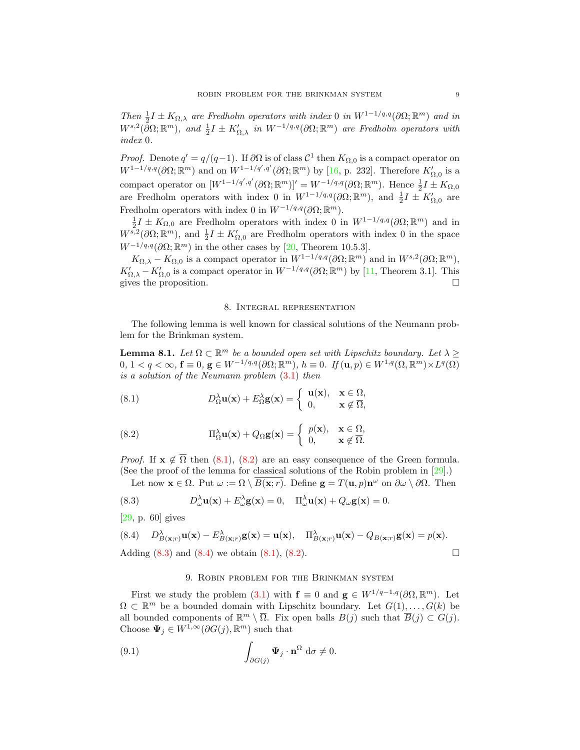*Then* $\frac{1}{2}I \pm K_{\Omega,\lambda}$ *are Fredholm operators with index* 0 *in* $W^{1-1/q,q}(\partial\Omega;\mathbb{R}^m)$ *and in* $W^{s,2}(\partial\Omega;\mathbb{R}^m)$*, and* $\frac{1}{2}I \pm K'_{\Omega,\lambda}$ *in* $W^{-1/q,q}(\partial\Omega;\mathbb{R}^m)$ *are Fredholm operators with index* 0*.*

*Proof.* Denote $q' = q/(q-1)$. If $\partial\Omega$ is of class $\mathcal{C}^1$ then $K_{\Omega,0}$ is a compact operator on $W^{1-1/q,q}(\partial\Omega;\mathbb{R}^m)$ and on $W^{1-1/q',q'}(\partial\Omega;\mathbb{R}^m)$ by [16, p. 232]. Therefore $K'_{\Omega,0}$ is a compact operator on $[W^{1-1/q',q'}(\partial\Omega;\mathbb{R}^m)]' = W^{-1/q,q}(\partial\Omega;\mathbb{R}^m)$. Hence $\frac{1}{2}I \pm K_{\Omega,0}$ are Fredholm operators with index 0 in $W^{1-1/q,q}(\partial\Omega;\mathbb{R}^m)$, and $\frac{1}{2}I \pm K'_{\Omega,0}$ are Fredholm operators with index 0 in $W^{-1/q,q}(\partial\Omega;\mathbb{R}^m)$.

$\frac{1}{2}I \pm K_{\Omega,0}$ are Fredholm operators with index 0 in $W^{1-1/q,q}(\partial\Omega;\mathbb{R}^m)$ and in $W^{s,2}(\partial\Omega;\mathbb{R}^m)$, and $\frac{1}{2}I \pm K'_{\Omega,0}$ are Fredholm operators with index 0 in the space $W^{-1/q,q}(\partial\Omega;\mathbb{R}^m)$ in the other cases by [20, Theorem 10.5.3].

$K_{\Omega,\lambda} - K_{\Omega,0}$ is a compact operator in $W^{1-1/q,q}(\partial\Omega;\mathbb{R}^m)$ and in $W^{s,2}(\partial\Omega;\mathbb{R}^m)$, $K'_{\Omega,\lambda} - K'_{\Omega,0}$ is a compact operator in $W^{-1/q,q}(\partial\Omega;\mathbb{R}^m)$ by [11, Theorem 3.1]. This gives the proposition. □

## 8. Integral representation

The following lemma is well known for classical solutions of the Neumann problem for the Brinkman system.

**Lemma 8.1.** *Let* $\Omega \subset \mathbb{R}^m$ *be a bounded open set with Lipschitz boundary. Let* $\lambda \geq 0$*,* $1 < q < \infty$*,* $\mathbf{f} \equiv 0$*,* $\mathbf{g} \in W^{-1/q,q}(\partial\Omega;\mathbb{R}^m)$*,* $h \equiv 0$*. If* $(\mathbf{u}, p) \in W^{1,q}(\Omega,\mathbb{R}^m) \times L^q(\Omega)$ *is a solution of the Neumann problem* (3.1) *then*

$$D^\lambda_\Omega \mathbf{u}(\mathbf{x}) + E^\lambda_\Omega \mathbf{g}(\mathbf{x}) = \begin{cases} \mathbf{u}(\mathbf{x}), & \mathbf{x} \in \Omega, \\ 0, & \mathbf{x} \notin \overline{\Omega}, \end{cases} \tag{8.1}$$

$$\Pi^\lambda_\Omega \mathbf{u}(\mathbf{x}) + Q_\Omega \mathbf{g}(\mathbf{x}) = \begin{cases} p(\mathbf{x}), & \mathbf{x} \in \Omega, \\ 0, & \mathbf{x} \notin \overline{\Omega}. \end{cases} \tag{8.2}$$

*Proof.* If $\mathbf{x} \notin \overline{\Omega}$ then (8.1), (8.2) are an easy consequence of the Green formula. (See the proof of the lemma for classical solutions of the Robin problem in [29].)

Let now $\mathbf{x} \in \Omega$. Put $\omega := \Omega \setminus \overline{B(\mathbf{x};r)}$. Define $\mathbf{g} = T(\mathbf{u},p)\mathbf{n}^\omega$ on $\partial\omega \setminus \partial\Omega$. Then

$$D^\lambda_\omega \mathbf{u}(\mathbf{x}) + E^\lambda_\omega \mathbf{g}(\mathbf{x}) = 0, \quad \Pi^\lambda_\omega \mathbf{u}(\mathbf{x}) + Q_\omega \mathbf{g}(\mathbf{x}) = 0. \tag{8.3}$$

[29, p. 60] gives

$$D^\lambda_{B(\mathbf{x};r)} \mathbf{u}(\mathbf{x}) - E^\lambda_{B(\mathbf{x};r)} \mathbf{g}(\mathbf{x}) = \mathbf{u}(\mathbf{x}), \quad \Pi^\lambda_{B(\mathbf{x};r)} \mathbf{u}(\mathbf{x}) - Q_{B(\mathbf{x};r)} \mathbf{g}(\mathbf{x}) = p(\mathbf{x}). \tag{8.4}$$

Adding (8.3) and (8.4) we obtain (8.1), (8.2). □

## 9. Robin problem for the Brinkman system

First we study the problem (3.1) with $\mathbf{f} \equiv 0$ and $\mathbf{g} \in W^{1/q-1,q}(\partial\Omega,\mathbb{R}^m)$. Let $\Omega \subset \mathbb{R}^m$ be a bounded domain with Lipschitz boundary. Let $G(1),\dots,G(k)$ be all bounded components of $\mathbb{R}^m \setminus \overline{\Omega}$. Fix open balls $B(j)$ such that $\overline{B}(j) \subset G(j)$. Choose $\mathbf{\Psi}_j \in W^{1,\infty}(\partial G(j),\mathbb{R}^m)$ such that

$$\int_{\partial G(j)} \mathbf{\Psi}_j \cdot \mathbf{n}^\Omega \, \mathrm{d}\sigma \neq 0. \tag{9.1}$$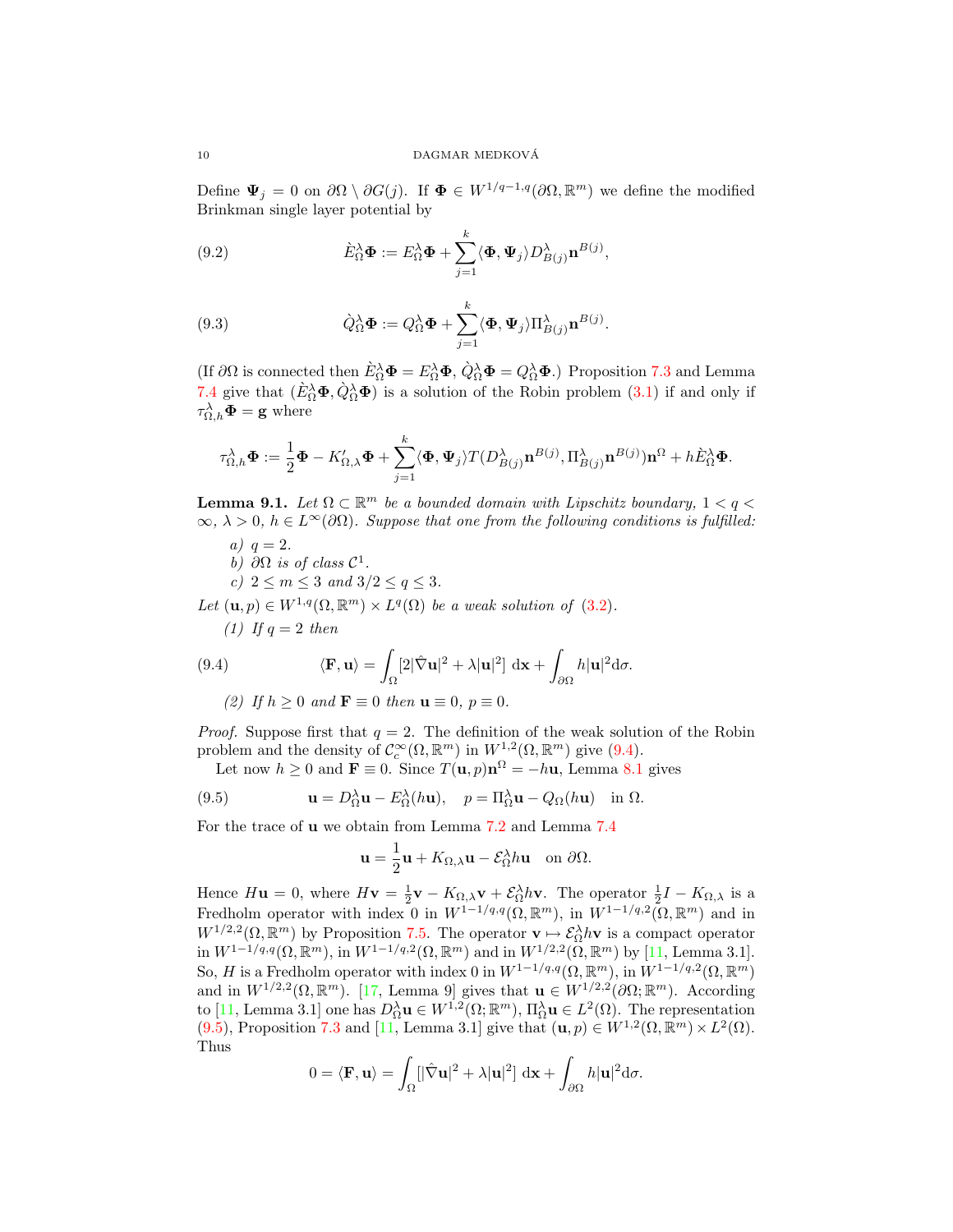Define $\mathbf{\Psi}_j = 0$ on $\partial\Omega \setminus \partial G(j)$. If $\mathbf{\Phi} \in W^{1/q-1,q}(\partial\Omega, \mathbb{R}^m)$ we define the modified Brinkman single layer potential by

$$\grave{E}^\lambda_\Omega \mathbf{\Phi} := E^\lambda_\Omega \mathbf{\Phi} + \sum_{j=1}^k \langle \mathbf{\Phi}, \mathbf{\Psi}_j \rangle D^\lambda_{B(j)} \mathbf{n}^{B(j)}, \tag{9.2}$$

$$\grave{Q}^\lambda_\Omega \mathbf{\Phi} := Q^\lambda_\Omega \mathbf{\Phi} + \sum_{j=1}^k \langle \mathbf{\Phi}, \mathbf{\Psi}_j \rangle \Pi^\lambda_{B(j)} \mathbf{n}^{B(j)}. \tag{9.3}$$

(If $\partial\Omega$ is connected then $\grave{E}^\lambda_\Omega \mathbf{\Phi} = E^\lambda_\Omega \mathbf{\Phi}$, $\grave{Q}^\lambda_\Omega \mathbf{\Phi} = Q^\lambda_\Omega \mathbf{\Phi}$.) Proposition 7.3 and Lemma 7.4 give that $(\grave{E}^\lambda_\Omega \mathbf{\Phi}, \grave{Q}^\lambda_\Omega \mathbf{\Phi})$ is a solution of the Robin problem (3.1) if and only if $\tau^\lambda_{\Omega,h} \mathbf{\Phi} = \mathbf{g}$ where

$$\tau^\lambda_{\Omega,h} \mathbf{\Phi} := \frac{1}{2}\mathbf{\Phi} - K'_{\Omega,\lambda} \mathbf{\Phi} + \sum_{j=1}^k \langle \mathbf{\Phi}, \mathbf{\Psi}_j \rangle T(D^\lambda_{B(j)} \mathbf{n}^{B(j)}, \Pi^\lambda_{B(j)} \mathbf{n}^{B(j)}) \mathbf{n}^\Omega + h \grave{E}^\lambda_\Omega \mathbf{\Phi}.$$

**Lemma 9.1.** *Let $\Omega \subset \mathbb{R}^m$ be a bounded domain with Lipschitz boundary, $1 < q < \infty$, $\lambda > 0$, $h \in L^\infty(\partial\Omega)$. Suppose that one from the following conditions is fulfilled:*

*a) $q = 2$.*
*b) $\partial\Omega$ is of class $\mathcal{C}^1$.*
*c) $2 \le m \le 3$ and $3/2 \le q \le 3$.*

*Let $(\mathbf{u}, p) \in W^{1,q}(\Omega, \mathbb{R}^m) \times L^q(\Omega)$ be a weak solution of (3.2).*

*(1) If $q = 2$ then*

$$\langle \mathbf{F}, \mathbf{u} \rangle = \int_\Omega [2|\hat{\nabla}\mathbf{u}|^2 + \lambda |\mathbf{u}|^2] \, \mathrm{d}\mathbf{x} + \int_{\partial\Omega} h|\mathbf{u}|^2 \mathrm{d}\sigma. \tag{9.4}$$

*(2) If $h \ge 0$ and $\mathbf{F} \equiv 0$ then $\mathbf{u} \equiv 0$, $p \equiv 0$.*

*Proof.* Suppose first that $q = 2$. The definition of the weak solution of the Robin problem and the density of $\mathcal{C}^\infty_c(\Omega, \mathbb{R}^m)$ in $W^{1,2}(\Omega, \mathbb{R}^m)$ give (9.4).

Let now $h \ge 0$ and $\mathbf{F} \equiv 0$. Since $T(\mathbf{u}, p)\mathbf{n}^\Omega = -h\mathbf{u}$, Lemma 8.1 gives

$$\mathbf{u} = D^\lambda_\Omega \mathbf{u} - E^\lambda_\Omega (h\mathbf{u}), \quad p = \Pi^\lambda_\Omega \mathbf{u} - Q_\Omega (h\mathbf{u}) \quad \text{in } \Omega. \tag{9.5}$$

For the trace of $\mathbf{u}$ we obtain from Lemma 7.2 and Lemma 7.4

$$\mathbf{u} = \frac{1}{2}\mathbf{u} + K_{\Omega,\lambda}\mathbf{u} - \mathcal{E}^\lambda_\Omega h\mathbf{u} \quad \text{on } \partial\Omega.$$

Hence $H\mathbf{u} = 0$, where $H\mathbf{v} = \frac{1}{2}\mathbf{v} - K_{\Omega,\lambda}\mathbf{v} + \mathcal{E}^\lambda_\Omega h\mathbf{v}$. The operator $\frac{1}{2}I - K_{\Omega,\lambda}$ is a Fredholm operator with index 0 in $W^{1-1/q,q}(\Omega, \mathbb{R}^m)$, in $W^{1-1/q,2}(\Omega, \mathbb{R}^m)$ and in $W^{1/2,2}(\Omega, \mathbb{R}^m)$ by Proposition 7.5. The operator $\mathbf{v} \mapsto \mathcal{E}^\lambda_\Omega h\mathbf{v}$ is a compact operator in $W^{1-1/q,q}(\Omega, \mathbb{R}^m)$, in $W^{1-1/q,2}(\Omega, \mathbb{R}^m)$ and in $W^{1/2,2}(\Omega, \mathbb{R}^m)$ by [11, Lemma 3.1]. So, $H$ is a Fredholm operator with index 0 in $W^{1-1/q,q}(\Omega, \mathbb{R}^m)$, in $W^{1-1/q,2}(\Omega, \mathbb{R}^m)$ and in $W^{1/2,2}(\Omega, \mathbb{R}^m)$. [17, Lemma 9] gives that $\mathbf{u} \in W^{1/2,2}(\partial\Omega; \mathbb{R}^m)$. According to [11, Lemma 3.1] one has $D^\lambda_\Omega \mathbf{u} \in W^{1,2}(\Omega; \mathbb{R}^m)$, $\Pi^\lambda_\Omega \mathbf{u} \in L^2(\Omega)$. The representation (9.5), Proposition 7.3 and [11, Lemma 3.1] give that $(\mathbf{u}, p) \in W^{1,2}(\Omega, \mathbb{R}^m) \times L^2(\Omega)$. Thus

$$0 = \langle \mathbf{F}, \mathbf{u} \rangle = \int_\Omega [|\hat{\nabla}\mathbf{u}|^2 + \lambda |\mathbf{u}|^2] \, \mathrm{d}\mathbf{x} + \int_{\partial\Omega} h|\mathbf{u}|^2 \mathrm{d}\sigma.$$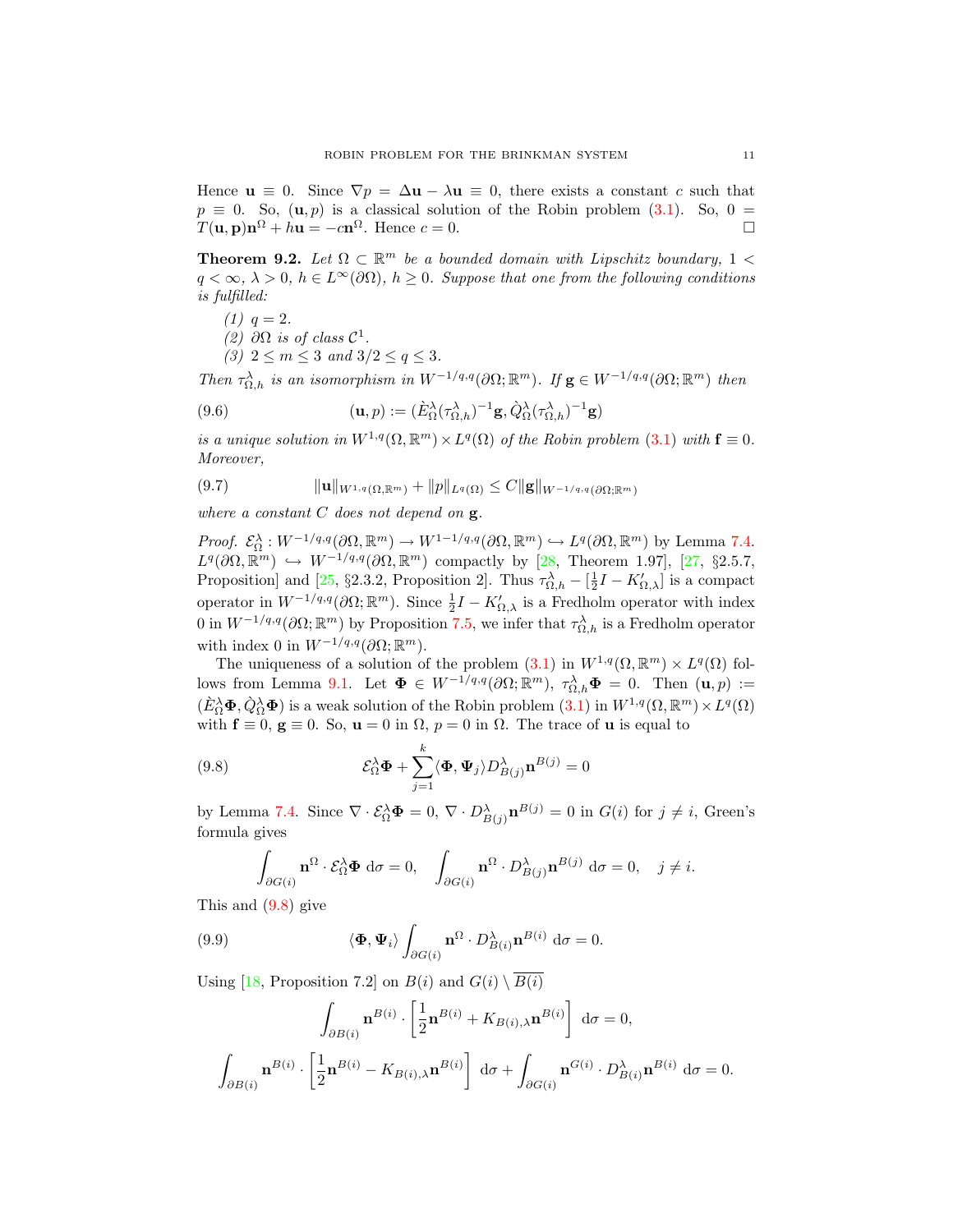Hence $\mathbf{u} \equiv 0$. Since $\nabla p = \Delta \mathbf{u} - \lambda \mathbf{u} \equiv 0$, there exists a constant $c$ such that $p \equiv 0$. So, $(\mathbf{u}, p)$ is a classical solution of the Robin problem (3.1). So, $0 = T(\mathbf{u}, \mathbf{p})\mathbf{n}^\Omega + h\mathbf{u} = -c\mathbf{n}^\Omega$. Hence $c = 0$. □

**Theorem 9.2.** *Let $\Omega \subset \mathbb{R}^m$ be a bounded domain with Lipschitz boundary, $1 < q < \infty$, $\lambda > 0$, $h \in L^\infty(\partial\Omega)$, $h \geq 0$. Suppose that one from the following conditions is fulfilled:*

*(1) $q = 2$.*
*(2) $\partial\Omega$ is of class $\mathcal{C}^1$.*
*(3) $2 \leq m \leq 3$ and $3/2 \leq q \leq 3$.*

*Then $\tau^\lambda_{\Omega,h}$ is an isomorphism in $W^{-1/q,q}(\partial\Omega; \mathbb{R}^m)$. If $\mathbf{g} \in W^{-1/q,q}(\partial\Omega; \mathbb{R}^m)$ then*

$$(\mathbf{u}, p) := (\grave{E}^\lambda_\Omega (\tau^\lambda_{\Omega,h})^{-1}\mathbf{g}, \grave{Q}^\lambda_\Omega (\tau^\lambda_{\Omega,h})^{-1}\mathbf{g}) \tag{9.6}$$

*is a unique solution in $W^{1,q}(\Omega, \mathbb{R}^m) \times L^q(\Omega)$ of the Robin problem (3.1) with $\mathbf{f} \equiv 0$. Moreover,*

$$\|\mathbf{u}\|_{W^{1,q}(\Omega,\mathbb{R}^m)} + \|p\|_{L^q(\Omega)} \leq C\|\mathbf{g}\|_{W^{-1/q,q}(\partial\Omega;\mathbb{R}^m)} \tag{9.7}$$

*where a constant $C$ does not depend on $\mathbf{g}$.*

*Proof.* $\mathcal{E}^\lambda_\Omega : W^{-1/q,q}(\partial\Omega, \mathbb{R}^m) \to W^{1-1/q,q}(\partial\Omega, \mathbb{R}^m) \hookrightarrow L^q(\partial\Omega, \mathbb{R}^m)$ by Lemma 7.4. $L^q(\partial\Omega, \mathbb{R}^m) \hookrightarrow W^{-1/q,q}(\partial\Omega, \mathbb{R}^m)$ compactly by [28, Theorem 1.97], [27, §2.5.7, Proposition] and [25, §2.3.2, Proposition 2]. Thus $\tau^\lambda_{\Omega,h} - [\frac{1}{2}I - K'_{\Omega,\lambda}]$ is a compact operator in $W^{-1/q,q}(\partial\Omega; \mathbb{R}^m)$. Since $\frac{1}{2}I - K'_{\Omega,\lambda}$ is a Fredholm operator with index 0 in $W^{-1/q,q}(\partial\Omega; \mathbb{R}^m)$ by Proposition 7.5, we infer that $\tau^\lambda_{\Omega,h}$ is a Fredholm operator with index 0 in $W^{-1/q,q}(\partial\Omega; \mathbb{R}^m)$.

The uniqueness of a solution of the problem (3.1) in $W^{1,q}(\Omega, \mathbb{R}^m) \times L^q(\Omega)$ follows from Lemma 9.1. Let $\mathbf{\Phi} \in W^{-1/q,q}(\partial\Omega; \mathbb{R}^m)$, $\tau^\lambda_{\Omega,h}\mathbf{\Phi} = 0$. Then $(\mathbf{u}, p) := (\grave{E}^\lambda_\Omega \mathbf{\Phi}, \grave{Q}^\lambda_\Omega \mathbf{\Phi})$ is a weak solution of the Robin problem (3.1) in $W^{1,q}(\Omega, \mathbb{R}^m) \times L^q(\Omega)$ with $\mathbf{f} \equiv 0$, $\mathbf{g} \equiv 0$. So, $\mathbf{u} = 0$ in $\Omega$, $p = 0$ in $\Omega$. The trace of $\mathbf{u}$ is equal to

$$\mathcal{E}^\lambda_\Omega \mathbf{\Phi} + \sum_{j=1}^k \langle \mathbf{\Phi}, \mathbf{\Psi}_j \rangle D^\lambda_{B(j)} \mathbf{n}^{B(j)} = 0 \tag{9.8}$$

by Lemma 7.4. Since $\nabla \cdot \mathcal{E}^\lambda_\Omega \mathbf{\Phi} = 0$, $\nabla \cdot D^\lambda_{B(j)} \mathbf{n}^{B(j)} = 0$ in $G(i)$ for $j \neq i$, Green's formula gives

$$\int_{\partial G(i)} \mathbf{n}^\Omega \cdot \mathcal{E}^\lambda_\Omega \mathbf{\Phi} \, d\sigma = 0, \quad \int_{\partial G(i)} \mathbf{n}^\Omega \cdot D^\lambda_{B(j)} \mathbf{n}^{B(j)} \, d\sigma = 0, \quad j \neq i.$$

This and (9.8) give

$$\langle \mathbf{\Phi}, \mathbf{\Psi}_i \rangle \int_{\partial G(i)} \mathbf{n}^\Omega \cdot D^\lambda_{B(i)} \mathbf{n}^{B(i)} \, d\sigma = 0. \tag{9.9}$$

Using [18, Proposition 7.2] on $B(i)$ and $G(i) \setminus \overline{B(i)}$

$$\int_{\partial B(i)} \mathbf{n}^{B(i)} \cdot \left[\frac{1}{2}\mathbf{n}^{B(i)} + K_{B(i),\lambda} \mathbf{n}^{B(i)}\right] \, d\sigma = 0,$$

$$\int_{\partial B(i)} \mathbf{n}^{B(i)} \cdot \left[\frac{1}{2}\mathbf{n}^{B(i)} - K_{B(i),\lambda} \mathbf{n}^{B(i)}\right] \, d\sigma + \int_{\partial G(i)} \mathbf{n}^{G(i)} \cdot D^\lambda_{B(i)} \mathbf{n}^{B(i)} \, d\sigma = 0.$$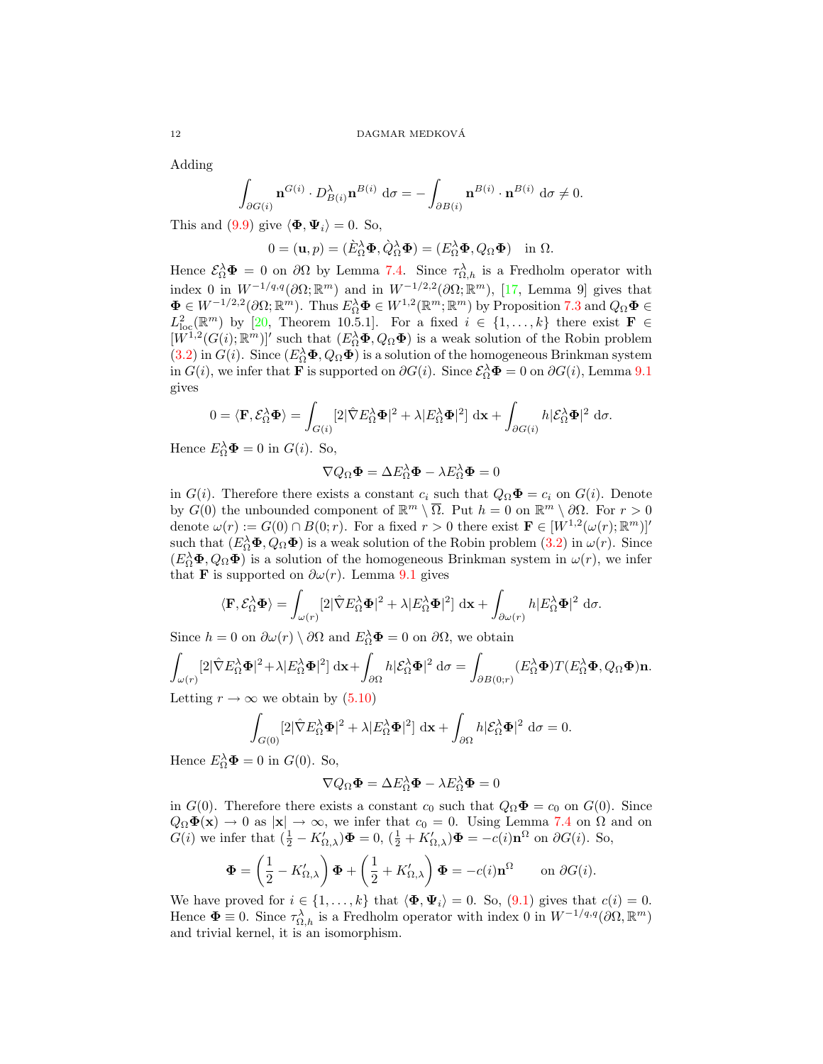Adding

$$\int_{\partial G(i)} \mathbf{n}^{G(i)} \cdot D^\lambda_{B(i)} \mathbf{n}^{B(i)} \, \mathrm{d}\sigma = -\int_{\partial B(i)} \mathbf{n}^{B(i)} \cdot \mathbf{n}^{B(i)} \, \mathrm{d}\sigma \neq 0.$$

This and (9.9) give $\langle \mathbf{\Phi}, \mathbf{\Psi}_i \rangle = 0$. So,

$$0 = (\mathbf{u}, p) = (\grave{E}^\lambda_\Omega \mathbf{\Phi}, \grave{Q}^\lambda_\Omega \mathbf{\Phi}) = (E^\lambda_\Omega \mathbf{\Phi}, Q_\Omega \mathbf{\Phi}) \quad \text{in } \Omega.$$

Hence $\mathcal{E}^\lambda_\Omega \mathbf{\Phi} = 0$ on $\partial\Omega$ by Lemma 7.4. Since $\tau^\lambda_{\Omega,h}$ is a Fredholm operator with index 0 in $W^{-1/q,q}(\partial\Omega; \mathbb{R}^m)$ and in $W^{-1/2,2}(\partial\Omega; \mathbb{R}^m)$, [17, Lemma 9] gives that $\mathbf{\Phi} \in W^{-1/2,2}(\partial\Omega; \mathbb{R}^m)$. Thus $E^\lambda_\Omega \mathbf{\Phi} \in W^{1,2}(\mathbb{R}^m; \mathbb{R}^m)$ by Proposition 7.3 and $Q_\Omega \mathbf{\Phi} \in L^2_{\mathrm{loc}}(\mathbb{R}^m)$ by [20, Theorem 10.5.1]. For a fixed $i \in \{1, \dots, k\}$ there exist $\mathbf{F} \in [W^{1,2}(G(i); \mathbb{R}^m)]'$ such that $(E^\lambda_\Omega \mathbf{\Phi}, Q_\Omega \mathbf{\Phi})$ is a weak solution of the Robin problem (3.2) in $G(i)$. Since $(E^\lambda_\Omega \mathbf{\Phi}, Q_\Omega \mathbf{\Phi})$ is a solution of the homogeneous Brinkman system in $G(i)$, we infer that $\mathbf{F}$ is supported on $\partial G(i)$. Since $\mathcal{E}^\lambda_\Omega \mathbf{\Phi} = 0$ on $\partial G(i)$, Lemma 9.1 gives

$$0 = \langle \mathbf{F}, \mathcal{E}^\lambda_\Omega \mathbf{\Phi} \rangle = \int_{G(i)} [2|\hat{\nabla} E^\lambda_\Omega \mathbf{\Phi}|^2 + \lambda |E^\lambda_\Omega \mathbf{\Phi}|^2] \, \mathrm{d}\mathbf{x} + \int_{\partial G(i)} h |\mathcal{E}^\lambda_\Omega \mathbf{\Phi}|^2 \, \mathrm{d}\sigma.$$

Hence $E^\lambda_\Omega \mathbf{\Phi} = 0$ in $G(i)$. So,

$$\nabla Q_\Omega \mathbf{\Phi} = \Delta E^\lambda_\Omega \mathbf{\Phi} - \lambda E^\lambda_\Omega \mathbf{\Phi} = 0$$

in $G(i)$. Therefore there exists a constant $c_i$ such that $Q_\Omega \mathbf{\Phi} = c_i$ on $G(i)$. Denote by $G(0)$ the unbounded component of $\mathbb{R}^m \setminus \overline{\Omega}$. Put $h = 0$ on $\mathbb{R}^m \setminus \partial\Omega$. For $r > 0$ denote $\omega(r) := G(0) \cap B(0; r)$. For a fixed $r > 0$ there exist $\mathbf{F} \in [W^{1,2}(\omega(r); \mathbb{R}^m)]'$ such that $(E^\lambda_\Omega \mathbf{\Phi}, Q_\Omega \mathbf{\Phi})$ is a weak solution of the Robin problem (3.2) in $\omega(r)$. Since $(E^\lambda_\Omega \mathbf{\Phi}, Q_\Omega \mathbf{\Phi})$ is a solution of the homogeneous Brinkman system in $\omega(r)$, we infer that $\mathbf{F}$ is supported on $\partial\omega(r)$. Lemma 9.1 gives

$$\langle \mathbf{F}, \mathcal{E}^\lambda_\Omega \mathbf{\Phi} \rangle = \int_{\omega(r)} [2|\hat{\nabla} E^\lambda_\Omega \mathbf{\Phi}|^2 + \lambda |E^\lambda_\Omega \mathbf{\Phi}|^2] \, \mathrm{d}\mathbf{x} + \int_{\partial\omega(r)} h |E^\lambda_\Omega \mathbf{\Phi}|^2 \, \mathrm{d}\sigma.$$

Since $h = 0$ on $\partial\omega(r) \setminus \partial\Omega$ and $E^\lambda_\Omega \mathbf{\Phi} = 0$ on $\partial\Omega$, we obtain

$$\int_{\omega(r)} [2|\hat{\nabla} E^\lambda_\Omega \mathbf{\Phi}|^2 + \lambda |E^\lambda_\Omega \mathbf{\Phi}|^2] \, \mathrm{d}\mathbf{x} + \int_{\partial\Omega} h |\mathcal{E}^\lambda_\Omega \mathbf{\Phi}|^2 \, \mathrm{d}\sigma = \int_{\partial B(0;r)} (E^\lambda_\Omega \mathbf{\Phi}) T(E^\lambda_\Omega \mathbf{\Phi}, Q_\Omega \mathbf{\Phi}) \mathbf{n}.$$

Letting $r \to \infty$ we obtain by (5.10)

$$\int_{G(0)} [2|\hat{\nabla} E^\lambda_\Omega \mathbf{\Phi}|^2 + \lambda |E^\lambda_\Omega \mathbf{\Phi}|^2] \, \mathrm{d}\mathbf{x} + \int_{\partial\Omega} h |\mathcal{E}^\lambda_\Omega \mathbf{\Phi}|^2 \, \mathrm{d}\sigma = 0.$$

Hence $E^\lambda_\Omega \mathbf{\Phi} = 0$ in $G(0)$. So,

$$\nabla Q_\Omega \mathbf{\Phi} = \Delta E^\lambda_\Omega \mathbf{\Phi} - \lambda E^\lambda_\Omega \mathbf{\Phi} = 0$$

in $G(0)$. Therefore there exists a constant $c_0$ such that $Q_\Omega \mathbf{\Phi} = c_0$ on $G(0)$. Since $Q_\Omega \mathbf{\Phi}(\mathbf{x}) \to 0$ as $|\mathbf{x}| \to \infty$, we infer that $c_0 = 0$. Using Lemma 7.4 on $\Omega$ and on $G(i)$ we infer that $(\frac{1}{2} - K'_{\Omega,\lambda})\mathbf{\Phi} = 0$, $(\frac{1}{2} + K'_{\Omega,\lambda})\mathbf{\Phi} = -c(i)\mathbf{n}^\Omega$ on $\partial G(i)$. So,

$$\mathbf{\Phi} = \left(\frac{1}{2} - K'_{\Omega,\lambda}\right)\mathbf{\Phi} + \left(\frac{1}{2} + K'_{\Omega,\lambda}\right)\mathbf{\Phi} = -c(i)\mathbf{n}^\Omega \qquad \text{on } \partial G(i).$$

We have proved for $i \in \{1, \dots, k\}$ that $\langle \mathbf{\Phi}, \mathbf{\Psi}_i \rangle = 0$. So, (9.1) gives that $c(i) = 0$. Hence $\mathbf{\Phi} \equiv 0$. Since $\tau^\lambda_{\Omega,h}$ is a Fredholm operator with index 0 in $W^{-1/q,q}(\partial\Omega, \mathbb{R}^m)$ and trivial kernel, it is an isomorphism.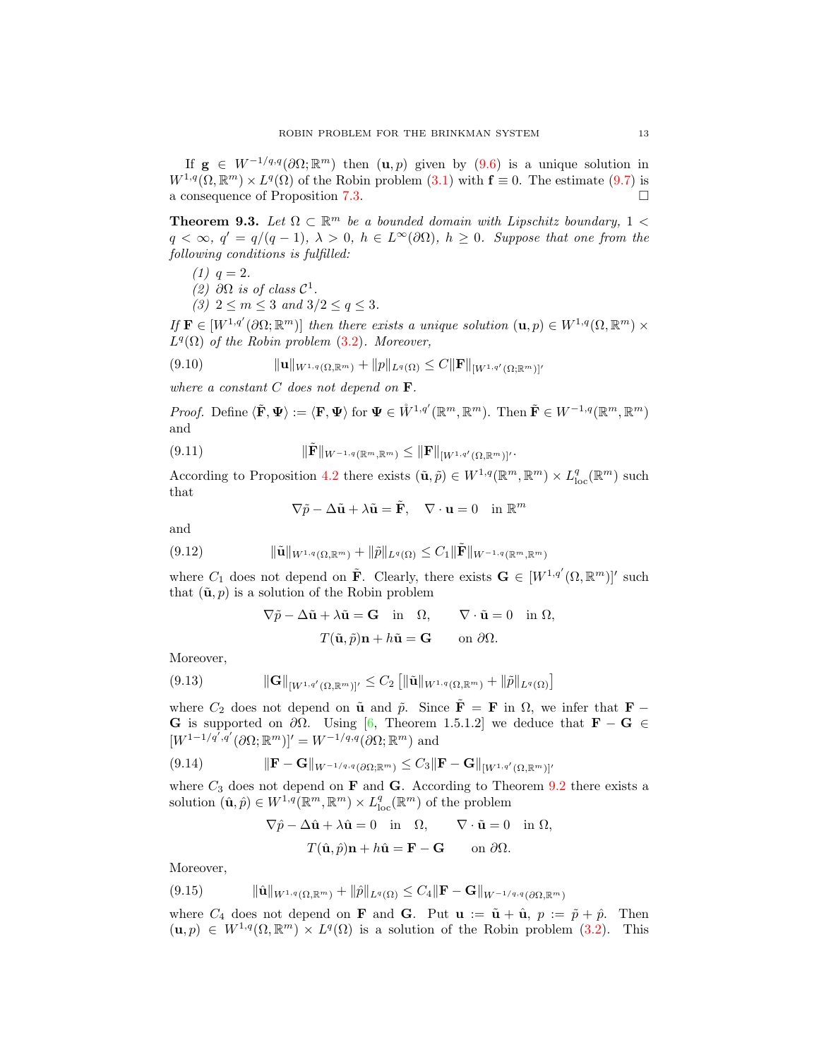If $\mathbf{g} \in W^{-1/q,q}(\partial\Omega;\mathbb{R}^m)$ then $(\mathbf{u}, p)$ given by (9.6) is a unique solution in $W^{1,q}(\Omega,\mathbb{R}^m) \times L^q(\Omega)$ of the Robin problem (3.1) with $\mathbf{f} \equiv 0$. The estimate (9.7) is a consequence of Proposition 7.3. $\square$

**Theorem 9.3.** *Let $\Omega \subset \mathbb{R}^m$ be a bounded domain with Lipschitz boundary, $1 < q < \infty$, $q' = q/(q-1)$, $\lambda > 0$, $h \in L^\infty(\partial\Omega)$, $h \geq 0$. Suppose that one from the following conditions is fulfilled:*

1. *$q = 2$.*
2. *$\partial\Omega$ is of class $\mathcal{C}^1$.*
3. *$2 \leq m \leq 3$ and $3/2 \leq q \leq 3$.*

*If $\mathbf{F} \in [W^{1,q'}(\partial\Omega;\mathbb{R}^m)]$ then there exists a unique solution $(\mathbf{u}, p) \in W^{1,q}(\Omega,\mathbb{R}^m) \times L^q(\Omega)$ of the Robin problem (3.2). Moreover,*

$$\|\mathbf{u}\|_{W^{1,q}(\Omega,\mathbb{R}^m)} + \|p\|_{L^q(\Omega)} \leq C\|\mathbf{F}\|_{[W^{1,q'}(\Omega;\mathbb{R}^m)]'} \tag{9.10}$$

*where a constant $C$ does not depend on $\mathbf{F}$.*

*Proof.* Define $\langle \tilde{\mathbf{F}}, \boldsymbol{\Psi}\rangle := \langle \mathbf{F}, \boldsymbol{\Psi}\rangle$ for $\boldsymbol{\Psi} \in \mathring{W}^{1,q'}(\mathbb{R}^m,\mathbb{R}^m)$. Then $\tilde{\mathbf{F}} \in W^{-1,q}(\mathbb{R}^m,\mathbb{R}^m)$ and

$$\|\tilde{\mathbf{F}}\|_{W^{-1,q}(\mathbb{R}^m,\mathbb{R}^m)} \leq \|\mathbf{F}\|_{[W^{1,q'}(\Omega,\mathbb{R}^m)]'}. \tag{9.11}$$

According to Proposition 4.2 there exists $(\tilde{\mathbf{u}}, \tilde{p}) \in W^{1,q}(\mathbb{R}^m,\mathbb{R}^m) \times L^q_{\rm loc}(\mathbb{R}^m)$ such that

$$\nabla\tilde{p} - \Delta\tilde{\mathbf{u}} + \lambda\tilde{\mathbf{u}} = \tilde{\mathbf{F}}, \quad \nabla\cdot\mathbf{u} = 0 \quad \text{in } \mathbb{R}^m$$

and

$$\|\tilde{\mathbf{u}}\|_{W^{1,q}(\Omega,\mathbb{R}^m)} + \|\tilde{p}\|_{L^q(\Omega)} \leq C_1\|\tilde{\mathbf{F}}\|_{W^{-1,q}(\mathbb{R}^m,\mathbb{R}^m)} \tag{9.12}$$

where $C_1$ does not depend on $\tilde{\mathbf{F}}$. Clearly, there exists $\mathbf{G} \in [W^{1,q'}(\Omega,\mathbb{R}^m)]'$ such that $(\tilde{\mathbf{u}}, p)$ is a solution of the Robin problem

$$\nabla\tilde{p} - \Delta\tilde{\mathbf{u}} + \lambda\tilde{\mathbf{u}} = \mathbf{G} \quad \text{in} \quad \Omega, \qquad \nabla\cdot\tilde{\mathbf{u}} = 0 \quad \text{in } \Omega,$$

$$T(\tilde{\mathbf{u}}, \tilde{p})\mathbf{n} + h\tilde{\mathbf{u}} = \mathbf{G} \qquad \text{on } \partial\Omega.$$

Moreover,

$$\|\mathbf{G}\|_{[W^{1,q'}(\Omega,\mathbb{R}^m)]'} \leq C_2\left[\|\tilde{\mathbf{u}}\|_{W^{1,q}(\Omega,\mathbb{R}^m)} + \|\tilde{p}\|_{L^q(\Omega)}\right] \tag{9.13}$$

where $C_2$ does not depend on $\tilde{\mathbf{u}}$ and $\tilde{p}$. Since $\tilde{\mathbf{F}} = \mathbf{F}$ in $\Omega$, we infer that $\mathbf{F} - \mathbf{G}$ is supported on $\partial\Omega$. Using [6, Theorem 1.5.1.2] we deduce that $\mathbf{F} - \mathbf{G} \in [W^{1-1/q',q'}(\partial\Omega;\mathbb{R}^m)]' = W^{-1/q,q}(\partial\Omega;\mathbb{R}^m)$ and

$$\|\mathbf{F} - \mathbf{G}\|_{W^{-1/q,q}(\partial\Omega;\mathbb{R}^m)} \leq C_3\|\mathbf{F} - \mathbf{G}\|_{[W^{1,q'}(\Omega;\mathbb{R}^m)]'} \tag{9.14}$$

where $C_3$ does not depend on $\mathbf{F}$ and $\mathbf{G}$. According to Theorem 9.2 there exists a solution $(\hat{\mathbf{u}}, \hat{p}) \in W^{1,q}(\mathbb{R}^m,\mathbb{R}^m) \times L^q_{\rm loc}(\mathbb{R}^m)$ of the problem

$$\nabla\hat{p} - \Delta\hat{\mathbf{u}} + \lambda\hat{\mathbf{u}} = 0 \quad \text{in} \quad \Omega, \qquad \nabla\cdot\tilde{\mathbf{u}} = 0 \quad \text{in } \Omega,$$

$$T(\hat{\mathbf{u}}, \hat{p})\mathbf{n} + h\hat{\mathbf{u}} = \mathbf{F} - \mathbf{G} \qquad \text{on } \partial\Omega.$$

Moreover,

$$\|\hat{\mathbf{u}}\|_{W^{1,q}(\Omega,\mathbb{R}^m)} + \|\hat{p}\|_{L^q(\Omega)} \leq C_4\|\mathbf{F} - \mathbf{G}\|_{W^{-1/q,q}(\partial\Omega,\mathbb{R}^m)} \tag{9.15}$$

where $C_4$ does not depend on $\mathbf{F}$ and $\mathbf{G}$. Put $\mathbf{u} := \tilde{\mathbf{u}} + \hat{\mathbf{u}}$, $p := \tilde{p} + \hat{p}$. Then $(\mathbf{u}, p) \in W^{1,q}(\Omega,\mathbb{R}^m) \times L^q(\Omega)$ is a solution of the Robin problem (3.2). This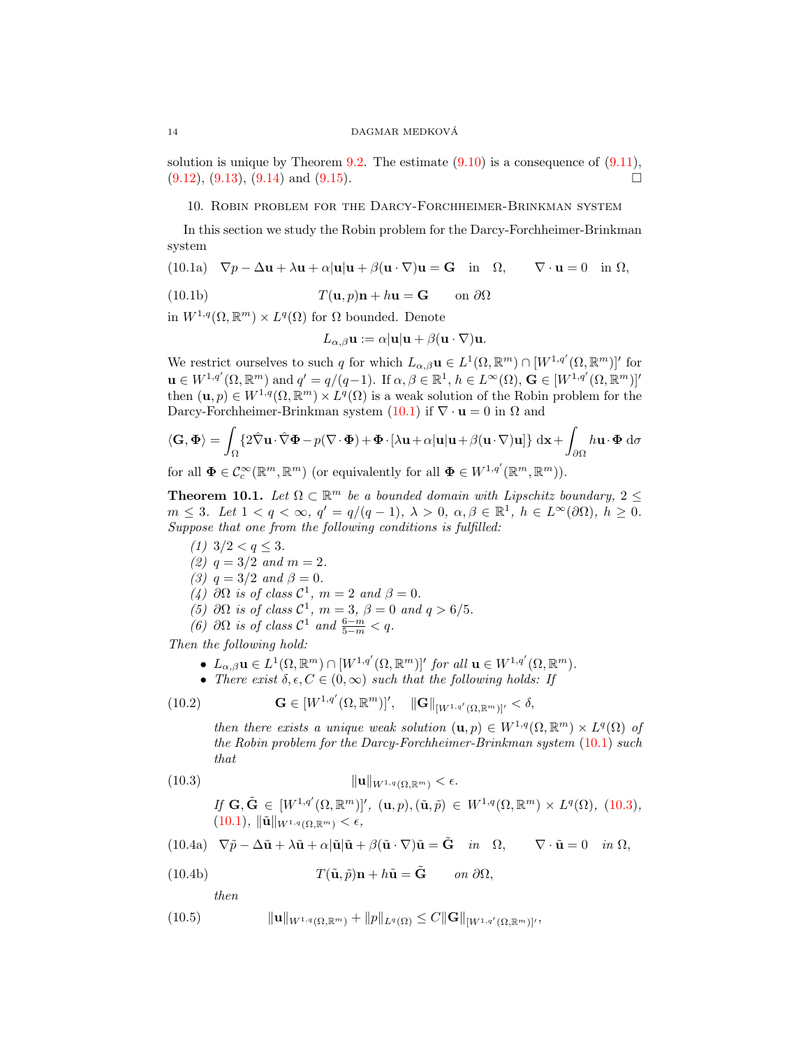solution is unique by Theorem 9.2. The estimate (9.10) is a consequence of (9.11), (9.12), (9.13), (9.14) and (9.15). $\square$

## 10. Robin problem for the Darcy-Forchheimer-Brinkman system

In this section we study the Robin problem for the Darcy-Forchheimer-Brinkman system

$$\nabla p - \Delta \mathbf{u} + \lambda \mathbf{u} + \alpha |\mathbf{u}|\mathbf{u} + \beta(\mathbf{u}\cdot\nabla)\mathbf{u} = \mathbf{G} \quad \text{in} \quad \Omega, \qquad \nabla\cdot\mathbf{u} = 0 \quad \text{in } \Omega, \tag{10.1a}$$

$$T(\mathbf{u},p)\mathbf{n} + h\mathbf{u} = \mathbf{G} \qquad \text{on } \partial\Omega \tag{10.1b}$$

in $W^{1,q}(\Omega,\mathbb{R}^m)\times L^q(\Omega)$ for $\Omega$ bounded. Denote

$$L_{\alpha,\beta}\mathbf{u} := \alpha|\mathbf{u}|\mathbf{u} + \beta(\mathbf{u}\cdot\nabla)\mathbf{u}.$$

We restrict ourselves to such $q$ for which $L_{\alpha,\beta}\mathbf{u} \in L^1(\Omega,\mathbb{R}^m)\cap[W^{1,q'}(\Omega,\mathbb{R}^m)]'$ for $\mathbf{u}\in W^{1,q'}(\Omega,\mathbb{R}^m)$ and $q' = q/(q-1)$. If $\alpha,\beta\in\mathbb{R}^1$, $h\in L^\infty(\Omega)$, $\mathbf{G}\in[W^{1,q'}(\Omega,\mathbb{R}^m)]'$ then $(\mathbf{u},p)\in W^{1,q}(\Omega,\mathbb{R}^m)\times L^q(\Omega)$ is a weak solution of the Robin problem for the Darcy-Forchheimer-Brinkman system (10.1) if $\nabla\cdot\mathbf{u} = 0$ in $\Omega$ and

$$\langle \mathbf{G},\mathbf{\Phi}\rangle = \int_\Omega \{2\hat\nabla\mathbf{u}\cdot\hat\nabla\mathbf{\Phi} - p(\nabla\cdot\mathbf{\Phi}) + \mathbf{\Phi}\cdot[\lambda\mathbf{u}+\alpha|\mathbf{u}|\mathbf{u}+\beta(\mathbf{u}\cdot\nabla)\mathbf{u}]\}\,\mathrm{d}\mathbf{x} + \int_{\partial\Omega} h\mathbf{u}\cdot\mathbf{\Phi}\,\mathrm{d}\sigma$$

for all $\mathbf{\Phi}\in\mathcal{C}_c^\infty(\mathbb{R}^m,\mathbb{R}^m)$ (or equivalently for all $\mathbf{\Phi}\in W^{1,q'}(\mathbb{R}^m,\mathbb{R}^m)$).

**Theorem 10.1.** *Let $\Omega\subset\mathbb{R}^m$ be a bounded domain with Lipschitz boundary, $2\le m\le 3$. Let $1<q<\infty$, $q' = q/(q-1)$, $\lambda>0$, $\alpha,\beta\in\mathbb{R}^1$, $h\in L^\infty(\partial\Omega)$, $h\ge 0$. Suppose that one from the following conditions is fulfilled:*

*(1) $3/2 < q \le 3$.*
*(2) $q = 3/2$ and $m = 2$.*
*(3) $q = 3/2$ and $\beta = 0$.*
*(4) $\partial\Omega$ is of class $\mathcal{C}^1$, $m = 2$ and $\beta = 0$.*
*(5) $\partial\Omega$ is of class $\mathcal{C}^1$, $m = 3$, $\beta = 0$ and $q > 6/5$.*
*(6) $\partial\Omega$ is of class $\mathcal{C}^1$ and $\frac{6-m}{5-m} < q$.*

*Then the following hold:*

- *$L_{\alpha,\beta}\mathbf{u}\in L^1(\Omega,\mathbb{R}^m)\cap[W^{1,q'}(\Omega,\mathbb{R}^m)]'$ for all $\mathbf{u}\in W^{1,q'}(\Omega,\mathbb{R}^m)$.*
- *There exist $\delta,\epsilon,C\in(0,\infty)$ such that the following holds: If*

$$\mathbf{G}\in[W^{1,q'}(\Omega,\mathbb{R}^m)]', \quad \|\mathbf{G}\|_{[W^{1,q'}(\Omega,\mathbb{R}^m)]'} < \delta, \tag{10.2}$$

*then there exists a unique weak solution $(\mathbf{u},p)\in W^{1,q}(\Omega,\mathbb{R}^m)\times L^q(\Omega)$ of the Robin problem for the Darcy-Forchheimer-Brinkman system (10.1) such that*

$$\|\mathbf{u}\|_{W^{1,q}(\Omega,\mathbb{R}^m)} < \epsilon. \tag{10.3}$$

*If $\mathbf{G},\tilde{\mathbf{G}}\in[W^{1,q'}(\Omega,\mathbb{R}^m)]'$, $(\mathbf{u},p),(\tilde{\mathbf{u}},\tilde p)\in W^{1,q}(\Omega,\mathbb{R}^m)\times L^q(\Omega)$, (10.3), (10.1), $\|\tilde{\mathbf{u}}\|_{W^{1,q}(\Omega,\mathbb{R}^m)}<\epsilon$,*

$$\nabla\tilde p - \Delta\tilde{\mathbf{u}} + \lambda\tilde{\mathbf{u}} + \alpha|\tilde{\mathbf{u}}|\tilde{\mathbf{u}} + \beta(\tilde{\mathbf{u}}\cdot\nabla)\tilde{\mathbf{u}} = \tilde{\mathbf{G}} \quad \textit{in} \quad \Omega, \qquad \nabla\cdot\tilde{\mathbf{u}} = 0 \quad \textit{in } \Omega, \tag{10.4a}$$

$$T(\tilde{\mathbf{u}},\tilde p)\mathbf{n} + h\tilde{\mathbf{u}} = \tilde{\mathbf{G}} \qquad \textit{on } \partial\Omega, \tag{10.4b}$$

*then*

$$\|\mathbf{u}\|_{W^{1,q}(\Omega,\mathbb{R}^m)} + \|p\|_{L^q(\Omega)} \le C\|\mathbf{G}\|_{[W^{1,q'}(\Omega,\mathbb{R}^m)]'}, \tag{10.5}$$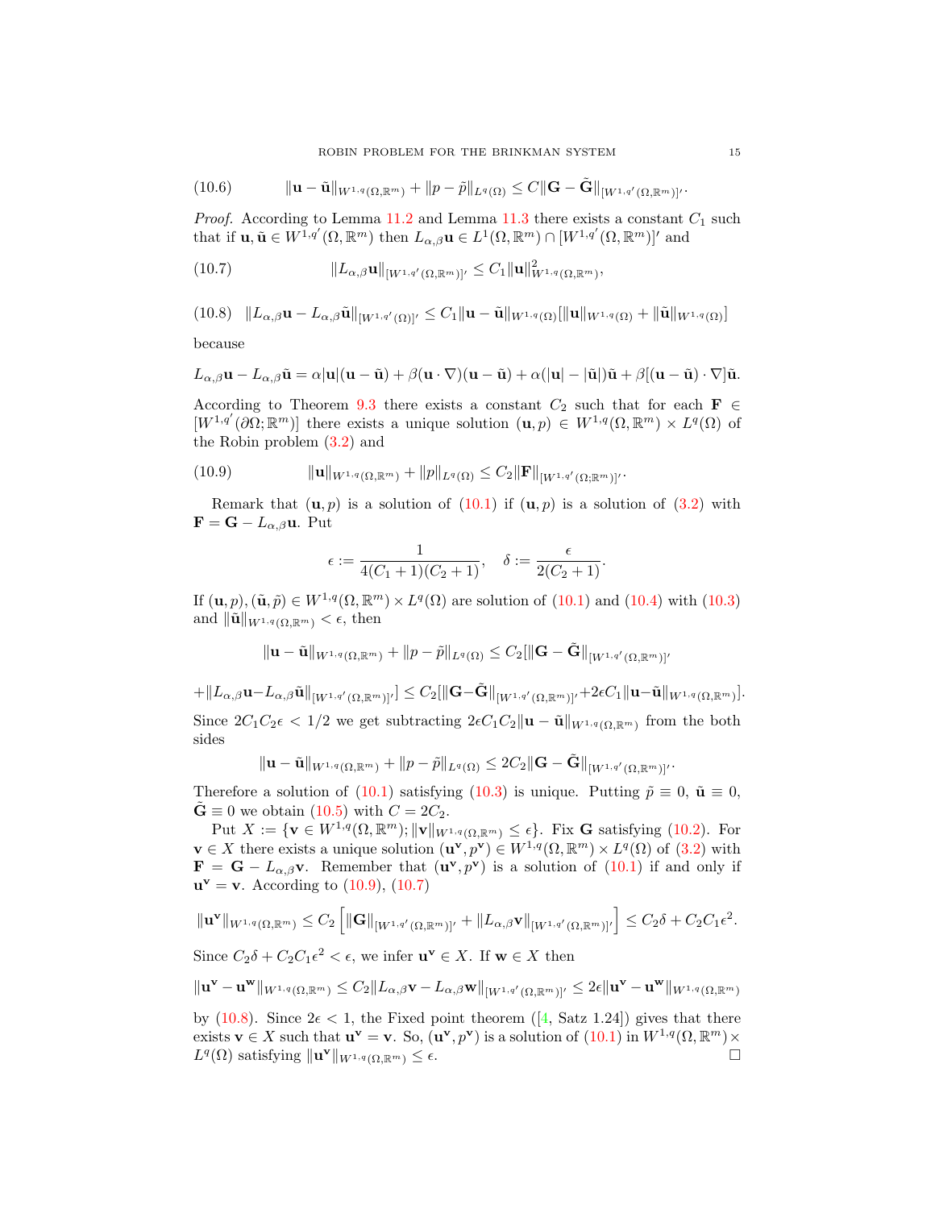$$\|\mathbf{u}-\tilde{\mathbf{u}}\|_{W^{1,q}(\Omega,\mathbb{R}^m)} + \|p-\tilde{p}\|_{L^q(\Omega)} \le C\|\mathbf{G}-\tilde{\mathbf{G}}\|_{[W^{1,q'}(\Omega,\mathbb{R}^m)]'}. \tag{10.6}$$

*Proof.* According to Lemma 11.2 and Lemma 11.3 there exists a constant $C_1$ such that if $\mathbf{u}, \tilde{\mathbf{u}} \in W^{1,q'}(\Omega,\mathbb{R}^m)$ then $L_{\alpha,\beta}\mathbf{u} \in L^1(\Omega,\mathbb{R}^m) \cap [W^{1,q'}(\Omega,\mathbb{R}^m)]'$ and

$$\|L_{\alpha,\beta}\mathbf{u}\|_{[W^{1,q'}(\Omega,\mathbb{R}^m)]'} \le C_1 \|\mathbf{u}\|^2_{W^{1,q}(\Omega,\mathbb{R}^m)}, \tag{10.7}$$

$$\|L_{\alpha,\beta}\mathbf{u} - L_{\alpha,\beta}\tilde{\mathbf{u}}\|_{[W^{1,q'}(\Omega)]'} \le C_1 \|\mathbf{u}-\tilde{\mathbf{u}}\|_{W^{1,q}(\Omega)} [\|\mathbf{u}\|_{W^{1,q}(\Omega)} + \|\tilde{\mathbf{u}}\|_{W^{1,q}(\Omega)}] \tag{10.8}$$

because

$$L_{\alpha,\beta}\mathbf{u} - L_{\alpha,\beta}\tilde{\mathbf{u}} = \alpha|\mathbf{u}|(\mathbf{u}-\tilde{\mathbf{u}}) + \beta(\mathbf{u}\cdot\nabla)(\mathbf{u}-\tilde{\mathbf{u}}) + \alpha(|\mathbf{u}|-|\tilde{\mathbf{u}}|)\tilde{\mathbf{u}} + \beta[(\mathbf{u}-\tilde{\mathbf{u}})\cdot\nabla]\tilde{\mathbf{u}}.$$

According to Theorem 9.3 there exists a constant $C_2$ such that for each $\mathbf{F} \in [W^{1,q'}(\partial\Omega;\mathbb{R}^m)]$ there exists a unique solution $(\mathbf{u},p) \in W^{1,q}(\Omega,\mathbb{R}^m) \times L^q(\Omega)$ of the Robin problem (3.2) and

$$\|\mathbf{u}\|_{W^{1,q}(\Omega,\mathbb{R}^m)} + \|p\|_{L^q(\Omega)} \le C_2 \|\mathbf{F}\|_{[W^{1,q'}(\Omega;\mathbb{R}^m)]'}. \tag{10.9}$$

Remark that $(\mathbf{u},p)$ is a solution of (10.1) if $(\mathbf{u},p)$ is a solution of (3.2) with $\mathbf{F} = \mathbf{G} - L_{\alpha,\beta}\mathbf{u}$. Put

$$\epsilon := \frac{1}{4(C_1+1)(C_2+1)}, \quad \delta := \frac{\epsilon}{2(C_2+1)}.$$

If $(\mathbf{u},p), (\tilde{\mathbf{u}},\tilde{p}) \in W^{1,q}(\Omega,\mathbb{R}^m) \times L^q(\Omega)$ are solution of (10.1) and (10.4) with (10.3) and $\|\tilde{\mathbf{u}}\|_{W^{1,q}(\Omega,\mathbb{R}^m)} < \epsilon$, then

$$\|\mathbf{u}-\tilde{\mathbf{u}}\|_{W^{1,q}(\Omega,\mathbb{R}^m)} + \|p-\tilde{p}\|_{L^q(\Omega)} \le C_2[\|\mathbf{G}-\tilde{\mathbf{G}}\|_{[W^{1,q'}(\Omega,\mathbb{R}^m)]'}$$

$$+ \|L_{\alpha,\beta}\mathbf{u} - L_{\alpha,\beta}\tilde{\mathbf{u}}\|_{[W^{1,q'}(\Omega,\mathbb{R}^m)]'}] \le C_2[\|\mathbf{G}-\tilde{\mathbf{G}}\|_{[W^{1,q'}(\Omega,\mathbb{R}^m)]'} + 2\epsilon C_1 \|\mathbf{u}-\tilde{\mathbf{u}}\|_{W^{1,q}(\Omega,\mathbb{R}^m)}].$$

Since $2C_1C_2\epsilon < 1/2$ we get subtracting $2\epsilon C_1 C_2 \|\mathbf{u}-\tilde{\mathbf{u}}\|_{W^{1,q}(\Omega,\mathbb{R}^m)}$ from the both sides

$$\|\mathbf{u}-\tilde{\mathbf{u}}\|_{W^{1,q}(\Omega,\mathbb{R}^m)} + \|p-\tilde{p}\|_{L^q(\Omega)} \le 2C_2\|\mathbf{G}-\tilde{\mathbf{G}}\|_{[W^{1,q'}(\Omega,\mathbb{R}^m)]'}.$$

Therefore a solution of (10.1) satisfying (10.3) is unique. Putting $\tilde{p} \equiv 0$, $\tilde{\mathbf{u}} \equiv 0$, $\tilde{\mathbf{G}} \equiv 0$ we obtain (10.5) with $C = 2C_2$.

Put $X := \{\mathbf{v} \in W^{1,q}(\Omega,\mathbb{R}^m); \|\mathbf{v}\|_{W^{1,q}(\Omega,\mathbb{R}^m)} \le \epsilon\}$. Fix $\mathbf{G}$ satisfying (10.2). For $\mathbf{v} \in X$ there exists a unique solution $(\mathbf{u}^{\mathbf{v}}, p^{\mathbf{v}}) \in W^{1,q}(\Omega,\mathbb{R}^m) \times L^q(\Omega)$ of (3.2) with $\mathbf{F} = \mathbf{G} - L_{\alpha,\beta}\mathbf{v}$. Remember that $(\mathbf{u}^{\mathbf{v}}, p^{\mathbf{v}})$ is a solution of (10.1) if and only if $\mathbf{u}^{\mathbf{v}} = \mathbf{v}$. According to (10.9), (10.7)

$$\|\mathbf{u}^{\mathbf{v}}\|_{W^{1,q}(\Omega,\mathbb{R}^m)} \le C_2\left[\|\mathbf{G}\|_{[W^{1,q'}(\Omega,\mathbb{R}^m)]'} + \|L_{\alpha,\beta}\mathbf{v}\|_{[W^{1,q'}(\Omega,\mathbb{R}^m)]'}\right] \le C_2\delta + C_2C_1\epsilon^2.$$

Since $C_2\delta + C_2C_1\epsilon^2 < \epsilon$, we infer $\mathbf{u}^{\mathbf{v}} \in X$. If $\mathbf{w} \in X$ then

$$\|\mathbf{u}^{\mathbf{v}} - \mathbf{u}^{\mathbf{w}}\|_{W^{1,q}(\Omega,\mathbb{R}^m)} \le C_2 \|L_{\alpha,\beta}\mathbf{v} - L_{\alpha,\beta}\mathbf{w}\|_{[W^{1,q'}(\Omega,\mathbb{R}^m)]'} \le 2\epsilon\|\mathbf{u}^{\mathbf{v}} - \mathbf{u}^{\mathbf{w}}\|_{W^{1,q}(\Omega,\mathbb{R}^m)}$$

by (10.8). Since $2\epsilon < 1$, the Fixed point theorem ([4, Satz 1.24]) gives that there exists $\mathbf{v} \in X$ such that $\mathbf{u}^{\mathbf{v}} = \mathbf{v}$. So, $(\mathbf{u}^{\mathbf{v}}, p^{\mathbf{v}})$ is a solution of (10.1) in $W^{1,q}(\Omega,\mathbb{R}^m) \times L^q(\Omega)$ satisfying $\|\mathbf{u}^{\mathbf{v}}\|_{W^{1,q}(\Omega,\mathbb{R}^m)} \le \epsilon$. □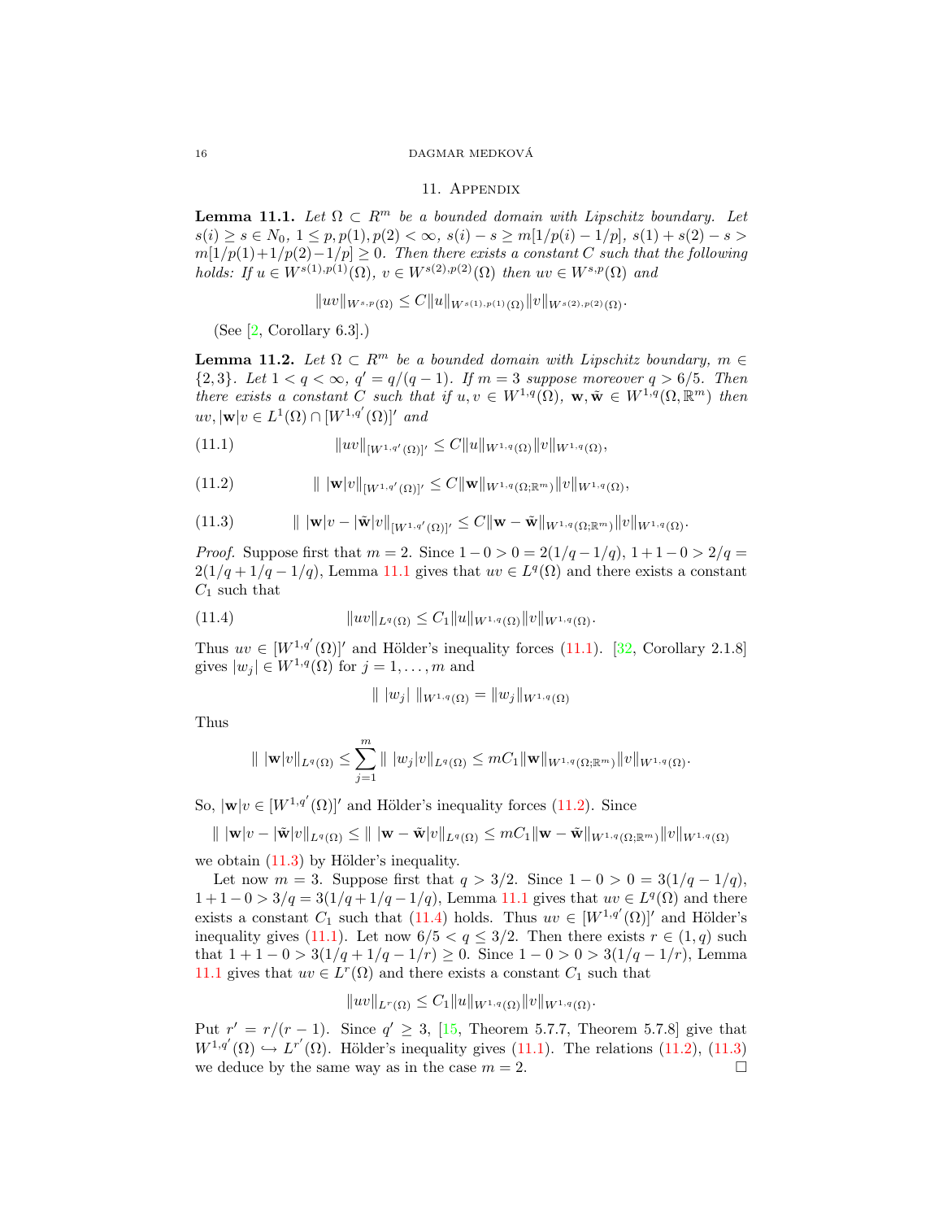## 11. Appendix

**Lemma 11.1.** *Let $\Omega \subset R^m$ be a bounded domain with Lipschitz boundary. Let $s(i) \geq s \in N_0$, $1 \leq p, p(1), p(2) < \infty$, $s(i) - s \geq m[1/p(i) - 1/p]$, $s(1) + s(2) - s > m[1/p(1) + 1/p(2) - 1/p] \geq 0$. Then there exists a constant $C$ such that the following holds: If $u \in W^{s(1),p(1)}(\Omega)$, $v \in W^{s(2),p(2)}(\Omega)$ then $uv \in W^{s,p}(\Omega)$ and*

$$\|uv\|_{W^{s,p}(\Omega)} \leq C\|u\|_{W^{s(1),p(1)}(\Omega)}\|v\|_{W^{s(2),p(2)}(\Omega)}.$$

(See [2, Corollary 6.3].)

**Lemma 11.2.** *Let $\Omega \subset R^m$ be a bounded domain with Lipschitz boundary, $m \in \{2,3\}$. Let $1 < q < \infty$, $q' = q/(q-1)$. If $m = 3$ suppose moreover $q > 6/5$. Then there exists a constant $C$ such that if $u, v \in W^{1,q}(\Omega)$, $\mathbf{w}, \tilde{\mathbf{w}} \in W^{1,q}(\Omega, \mathbb{R}^m)$ then $uv, |\mathbf{w}|v \in L^1(\Omega) \cap [W^{1,q'}(\Omega)]'$ and*

$$\|uv\|_{[W^{1,q'}(\Omega)]'} \leq C\|u\|_{W^{1,q}(\Omega)}\|v\|_{W^{1,q}(\Omega)}, \tag{11.1}$$

$$\|\,|\mathbf{w}|v\|_{[W^{1,q'}(\Omega)]'} \leq C\|\mathbf{w}\|_{W^{1,q}(\Omega;\mathbb{R}^m)}\|v\|_{W^{1,q}(\Omega)}, \tag{11.2}$$

$$\|\,|\mathbf{w}|v - |\tilde{\mathbf{w}}|v\|_{[W^{1,q'}(\Omega)]'} \leq C\|\mathbf{w} - \tilde{\mathbf{w}}\|_{W^{1,q}(\Omega;\mathbb{R}^m)}\|v\|_{W^{1,q}(\Omega)}. \tag{11.3}$$

*Proof.* Suppose first that $m = 2$. Since $1 - 0 > 0 = 2(1/q - 1/q)$, $1 + 1 - 0 > 2/q = 2(1/q + 1/q - 1/q)$, Lemma 11.1 gives that $uv \in L^q(\Omega)$ and there exists a constant $C_1$ such that

$$\|uv\|_{L^q(\Omega)} \leq C_1\|u\|_{W^{1,q}(\Omega)}\|v\|_{W^{1,q}(\Omega)}. \tag{11.4}$$

Thus $uv \in [W^{1,q'}(\Omega)]'$ and Hölder's inequality forces (11.1). [32, Corollary 2.1.8] gives $|w_j| \in W^{1,q}(\Omega)$ for $j = 1, \dots, m$ and

$$\|\,|w_j|\,\|_{W^{1,q}(\Omega)} = \|w_j\|_{W^{1,q}(\Omega)}$$

Thus

$$\|\,|\mathbf{w}|v\|_{L^q(\Omega)} \leq \sum_{j=1}^m \|\,|w_j|v\|_{L^q(\Omega)} \leq mC_1\|\mathbf{w}\|_{W^{1,q}(\Omega;\mathbb{R}^m)}\|v\|_{W^{1,q}(\Omega)}.$$

So, $|\mathbf{w}|v \in [W^{1,q'}(\Omega)]'$ and Hölder's inequality forces (11.2). Since

$$\|\,|\mathbf{w}|v - |\tilde{\mathbf{w}}|v\|_{L^q(\Omega)} \leq \|\,|\mathbf{w} - \tilde{\mathbf{w}}|v\|_{L^q(\Omega)} \leq mC_1\|\mathbf{w} - \tilde{\mathbf{w}}\|_{W^{1,q}(\Omega;\mathbb{R}^m)}\|v\|_{W^{1,q}(\Omega)}$$

we obtain (11.3) by Hölder's inequality.

Let now $m = 3$. Suppose first that $q > 3/2$. Since $1 - 0 > 0 = 3(1/q - 1/q)$, $1 + 1 - 0 > 3/q = 3(1/q + 1/q - 1/q)$, Lemma 11.1 gives that $uv \in L^q(\Omega)$ and there exists a constant $C_1$ such that (11.4) holds. Thus $uv \in [W^{1,q'}(\Omega)]'$ and Hölder's inequality gives (11.1). Let now $6/5 < q \leq 3/2$. Then there exists $r \in (1, q)$ such that $1 + 1 - 0 > 3(1/q + 1/q - 1/r) \geq 0$. Since $1 - 0 > 0 > 3(1/q - 1/r)$, Lemma 11.1 gives that $uv \in L^r(\Omega)$ and there exists a constant $C_1$ such that

$$\|uv\|_{L^r(\Omega)} \leq C_1\|u\|_{W^{1,q}(\Omega)}\|v\|_{W^{1,q}(\Omega)}.$$

Put $r' = r/(r-1)$. Since $q' \geq 3$, [15, Theorem 5.7.7, Theorem 5.7.8] give that $W^{1,q'}(\Omega) \hookrightarrow L^{r'}(\Omega)$. Hölder's inequality gives (11.1). The relations (11.2), (11.3) we deduce by the same way as in the case $m = 2$. $\square$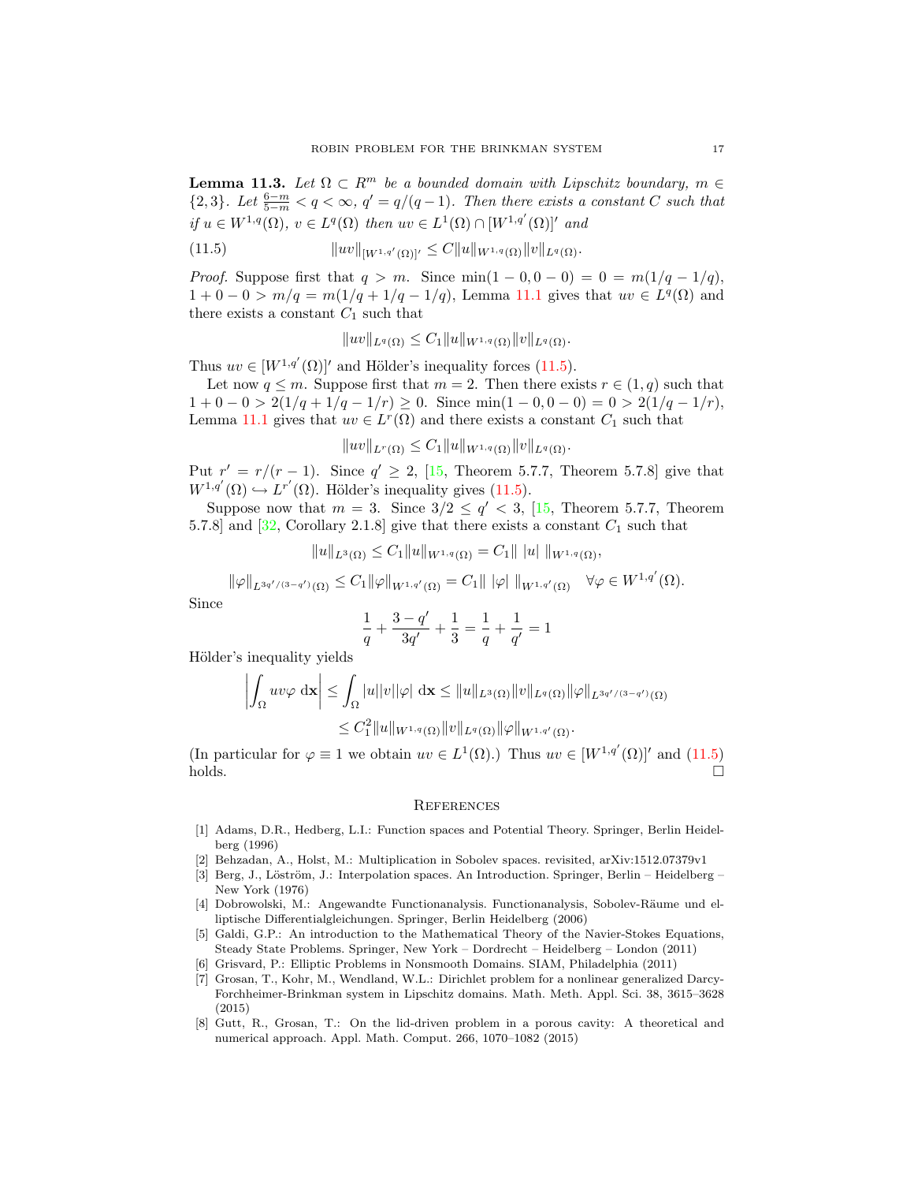**Lemma 11.3.** *Let $\Omega \subset R^m$ be a bounded domain with Lipschitz boundary, $m \in \{2,3\}$. Let $\frac{6-m}{5-m} < q < \infty$, $q' = q/(q-1)$. Then there exists a constant $C$ such that if $u \in W^{1,q}(\Omega)$, $v \in L^q(\Omega)$ then $uv \in L^1(\Omega) \cap [W^{1,q'}(\Omega)]'$ and*

$$\|uv\|_{[W^{1,q'}(\Omega)]'} \leq C\|u\|_{W^{1,q}(\Omega)}\|v\|_{L^q(\Omega)}. \tag{11.5}$$

*Proof.* Suppose first that $q > m$. Since $\min(1-0, 0-0) = 0 = m(1/q - 1/q)$, $1 + 0 - 0 > m/q = m(1/q + 1/q - 1/q)$, Lemma 11.1 gives that $uv \in L^q(\Omega)$ and there exists a constant $C_1$ such that

$$\|uv\|_{L^q(\Omega)} \leq C_1\|u\|_{W^{1,q}(\Omega)}\|v\|_{L^q(\Omega)}.$$

Thus $uv \in [W^{1,q'}(\Omega)]'$ and Hölder's inequality forces (11.5).

Let now $q \leq m$. Suppose first that $m = 2$. Then there exists $r \in (1, q)$ such that $1 + 0 - 0 > 2(1/q + 1/q - 1/r) \geq 0$. Since $\min(1-0, 0-0) = 0 > 2(1/q - 1/r)$, Lemma 11.1 gives that $uv \in L^r(\Omega)$ and there exists a constant $C_1$ such that

$$\|uv\|_{L^r(\Omega)} \leq C_1\|u\|_{W^{1,q}(\Omega)}\|v\|_{L^q(\Omega)}.$$

Put $r' = r/(r-1)$. Since $q' \geq 2$, [15, Theorem 5.7.7, Theorem 5.7.8] give that $W^{1,q'}(\Omega) \hookrightarrow L^{r'}(\Omega)$. Hölder's inequality gives (11.5).

Suppose now that $m = 3$. Since $3/2 \leq q' < 3$, [15, Theorem 5.7.7, Theorem 5.7.8] and [32, Corollary 2.1.8] give that there exists a constant $C_1$ such that

$$\|u\|_{L^3(\Omega)} \leq C_1\|u\|_{W^{1,q}(\Omega)} = C_1\| \, |u| \, \|_{W^{1,q}(\Omega)},$$

$$\|\varphi\|_{L^{3q'/(3-q')}(\Omega)} \leq C_1\|\varphi\|_{W^{1,q'}(\Omega)} = C_1\| \, |\varphi| \, \|_{W^{1,q'}(\Omega)} \quad \forall \varphi \in W^{1,q'}(\Omega).$$

Since

$$\frac{1}{q} + \frac{3-q'}{3q'} + \frac{1}{3} = \frac{1}{q} + \frac{1}{q'} = 1$$

Hölder's inequality yields

$$\left| \int_\Omega uv\varphi \, \mathrm{d}\mathbf{x} \right| \leq \int_\Omega |u||v||\varphi| \, \mathrm{d}\mathbf{x} \leq \|u\|_{L^3(\Omega)}\|v\|_{L^q(\Omega)}\|\varphi\|_{L^{3q'/(3-q')}(\Omega)}$$
$$\leq C_1^2\|u\|_{W^{1,q}(\Omega)}\|v\|_{L^q(\Omega)}\|\varphi\|_{W^{1,q'}(\Omega)}.$$

(In particular for $\varphi \equiv 1$ we obtain $uv \in L^1(\Omega)$.) Thus $uv \in [W^{1,q'}(\Omega)]'$ and (11.5) holds. □

## References

[1] Adams, D.R., Hedberg, L.I.: Function spaces and Potential Theory. Springer, Berlin Heidelberg (1996)

[2] Behzadan, A., Holst, M.: Multiplication in Sobolev spaces. revisited, arXiv:1512.07379v1

[3] Berg, J., Löström, J.: Interpolation spaces. An Introduction. Springer, Berlin – Heidelberg – New York (1976)

[4] Dobrowolski, M.: Angewandte Functionalysis. Functionanalysis, Sobolev-Räume und elliptische Differentialgleichungen. Springer, Berlin Heidelberg (2006)

[5] Galdi, G.P.: An introduction to the Mathematical Theory of the Navier-Stokes Equations, Steady State Problems. Springer, New York – Dordrecht – Heidelberg – London (2011)

[6] Grisvard, P.: Elliptic Problems in Nonsmooth Domains. SIAM, Philadelphia (2011)

[7] Grosan, T., Kohr, M., Wendland, W.L.: Dirichlet problem for a nonlinear generalized Darcy-Forchheimer-Brinkman system in Lipschitz domains. Math. Meth. Appl. Sci. 38, 3615–3628 (2015)

[8] Gutt, R., Grosan, T.: On the lid-driven problem in a porous cavity: A theoretical and numerical approach. Appl. Math. Comput. 266, 1070–1082 (2015)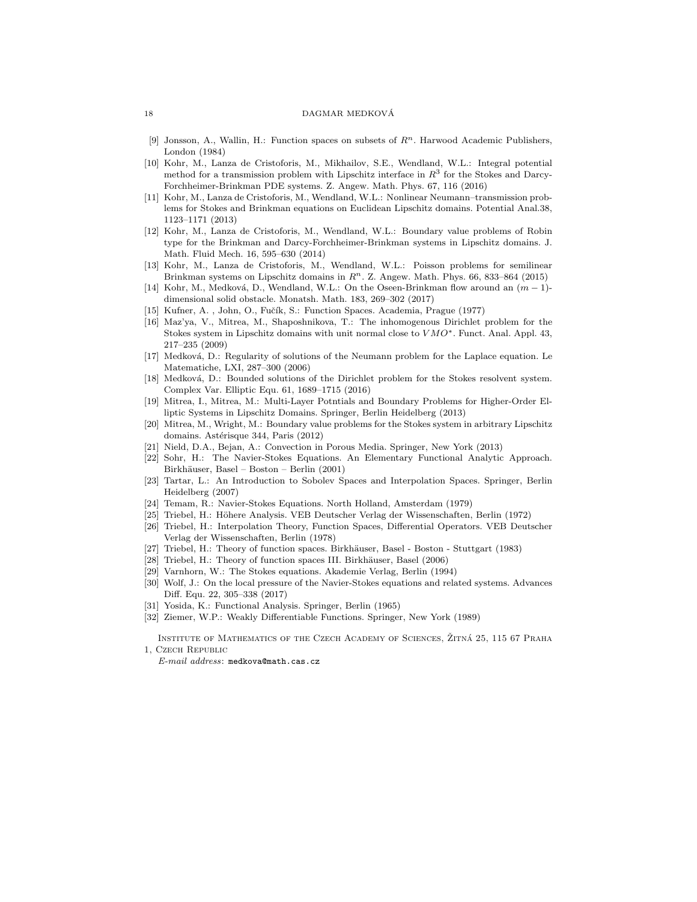[9] Jonsson, A., Wallin, H.: Function spaces on subsets of $R^n$. Harwood Academic Publishers, London (1984)

[10] Kohr, M., Lanza de Cristoforis, M., Mikhailov, S.E., Wendland, W.L.: Integral potential method for a transmission problem with Lipschitz interface in $R^3$ for the Stokes and Darcy-Forchheimer-Brinkman PDE systems. Z. Angew. Math. Phys. 67, 116 (2016)

[11] Kohr, M., Lanza de Cristoforis, M., Wendland, W.L.: Nonlinear Neumann–transmission problems for Stokes and Brinkman equations on Euclidean Lipschitz domains. Potential Anal.38, 1123–1171 (2013)

[12] Kohr, M., Lanza de Cristoforis, M., Wendland, W.L.: Boundary value problems of Robin type for the Brinkman and Darcy-Forchheimer-Brinkman systems in Lipschitz domains. J. Math. Fluid Mech. 16, 595–630 (2014)

[13] Kohr, M., Lanza de Cristoforis, M., Wendland, W.L.: Poisson problems for semilinear Brinkman systems on Lipschitz domains in $R^n$. Z. Angew. Math. Phys. 66, 833–864 (2015)

[14] Kohr, M., Medková, D., Wendland, W.L.: On the Oseen-Brinkman flow around an $(m-1)$-dimensional solid obstacle. Monatsh. Math. 183, 269–302 (2017)

[15] Kufner, A. , John, O., Fučík, S.: Function Spaces. Academia, Prague (1977)

[16] Maz'ya, V., Mitrea, M., Shaposhnikova, T.: The inhomogenous Dirichlet problem for the Stokes system in Lipschitz domains with unit normal close to $VMO^*$. Funct. Anal. Appl. 43, 217–235 (2009)

[17] Medková, D.: Regularity of solutions of the Neumann problem for the Laplace equation. Le Matematiche, LXI, 287–300 (2006)

[18] Medková, D.: Bounded solutions of the Dirichlet problem for the Stokes resolvent system. Complex Var. Elliptic Equ. 61, 1689–1715 (2016)

[19] Mitrea, I., Mitrea, M.: Multi-Layer Potntials and Boundary Problems for Higher-Order Elliptic Systems in Lipschitz Domains. Springer, Berlin Heidelberg (2013)

[20] Mitrea, M., Wright, M.: Boundary value problems for the Stokes system in arbitrary Lipschitz domains. Astérisque 344, Paris (2012)

[21] Nield, D.A., Bejan, A.: Convection in Porous Media. Springer, New York (2013)

[22] Sohr, H.: The Navier-Stokes Equations. An Elementary Functional Analytic Approach. Birkhäuser, Basel – Boston – Berlin (2001)

[23] Tartar, L.: An Introduction to Sobolev Spaces and Interpolation Spaces. Springer, Berlin Heidelberg (2007)

[24] Temam, R.: Navier-Stokes Equations. North Holland, Amsterdam (1979)

[25] Triebel, H.: Höhere Analysis. VEB Deutscher Verlag der Wissenschaften, Berlin (1972)

[26] Triebel, H.: Interpolation Theory, Function Spaces, Differential Operators. VEB Deutscher Verlag der Wissenschaften, Berlin (1978)

[27] Triebel, H.: Theory of function spaces. Birkhäuser, Basel - Boston - Stuttgart (1983)

[28] Triebel, H.: Theory of function spaces III. Birkhäuser, Basel (2006)

[29] Varnhorn, W.: The Stokes equations. Akademie Verlag, Berlin (1994)

[30] Wolf, J.: On the local pressure of the Navier-Stokes equations and related systems. Advances Diff. Equ. 22, 305–338 (2017)

[31] Yosida, K.: Functional Analysis. Springer, Berlin (1965)

[32] Ziemer, W.P.: Weakly Differentiable Functions. Springer, New York (1989)

Institute of Mathematics of the Czech Academy of Sciences, Žitná 25, 115 67 Praha 1, Czech Republic

*E-mail address*: medkova@math.cas.cz